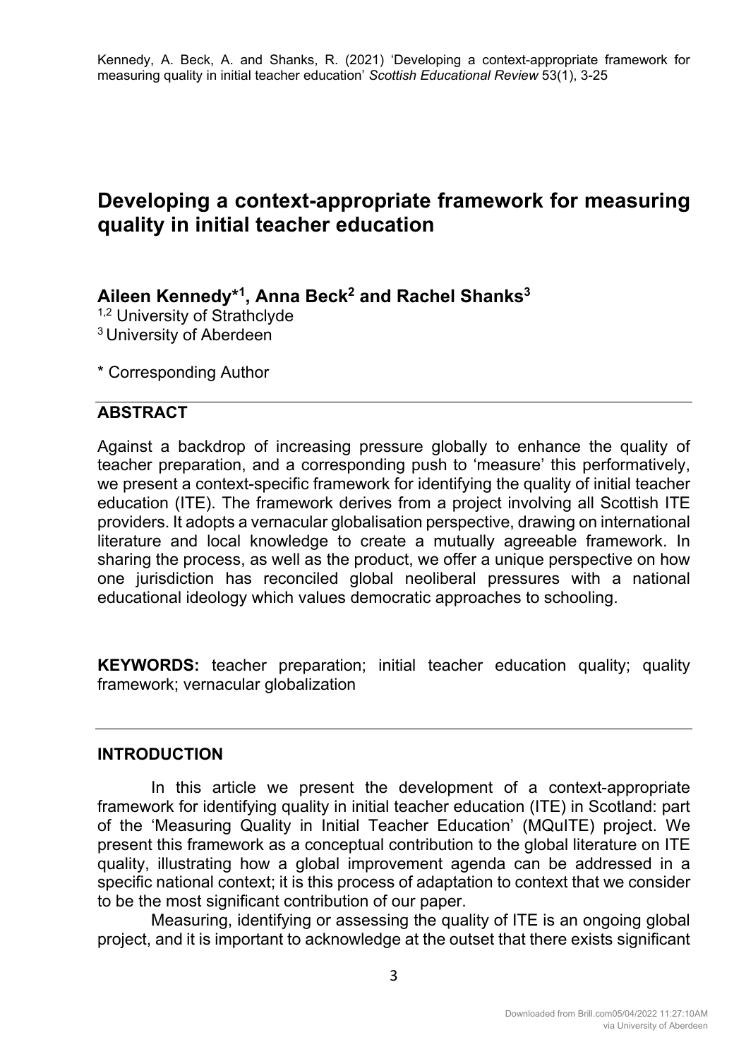Kennedy, A. Beck, A. and Shanks, R. (2021) 'Developing a context-appropriate framework for measuring quality in initial teacher education' *Scottish Educational Review* 53(1), 3-25

# Developing a context-appropriate framework for measuring quality in initial teacher education

## Aileen Kennedy*[1], Anna Beck[2] and Rachel Shanks[3]

[1,2] University of Strathclyde
[3] University of Aberdeen

\* Corresponding Author

## ABSTRACT

Against a backdrop of increasing pressure globally to enhance the quality of teacher preparation, and a corresponding push to 'measure' this performatively, we present a context-specific framework for identifying the quality of initial teacher education (ITE). The framework derives from a project involving all Scottish ITE providers. It adopts a vernacular globalisation perspective, drawing on international literature and local knowledge to create a mutually agreeable framework. In sharing the process, as well as the product, we offer a unique perspective on how one jurisdiction has reconciled global neoliberal pressures with a national educational ideology which values democratic approaches to schooling.

**KEYWORDS:** teacher preparation; initial teacher education quality; quality framework; vernacular globalization

## INTRODUCTION

In this article we present the development of a context-appropriate framework for identifying quality in initial teacher education (ITE) in Scotland: part of the 'Measuring Quality in Initial Teacher Education' (MQuITE) project. We present this framework as a conceptual contribution to the global literature on ITE quality, illustrating how a global improvement agenda can be addressed in a specific national context; it is this process of adaptation to context that we consider to be the most significant contribution of our paper.

Measuring, identifying or assessing the quality of ITE is an ongoing global project, and it is important to acknowledge at the outset that there exists significant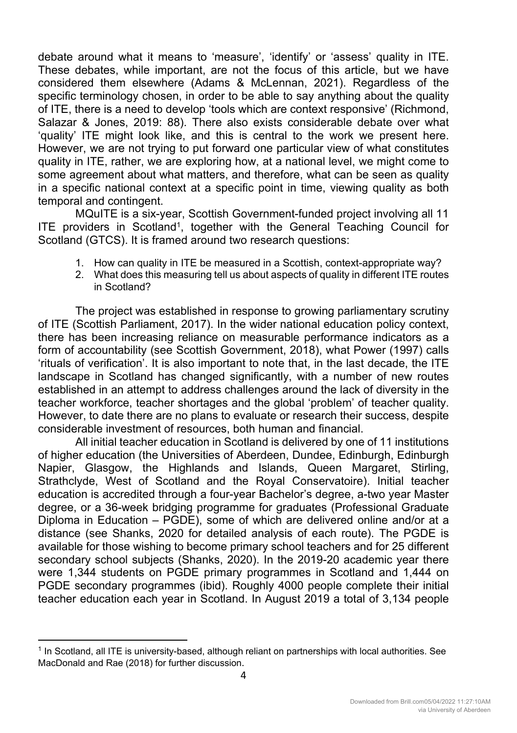debate around what it means to 'measure', 'identify' or 'assess' quality in ITE. These debates, while important, are not the focus of this article, but we have considered them elsewhere (Adams & McLennan, 2021). Regardless of the specific terminology chosen, in order to be able to say anything about the quality of ITE, there is a need to develop 'tools which are context responsive' (Richmond, Salazar & Jones, 2019: 88). There also exists considerable debate over what 'quality' ITE might look like, and this is central to the work we present here. However, we are not trying to put forward one particular view of what constitutes quality in ITE, rather, we are exploring how, at a national level, we might come to some agreement about what matters, and therefore, what can be seen as quality in a specific national context at a specific point in time, viewing quality as both temporal and contingent.

MQuITE is a six-year, Scottish Government-funded project involving all 11 ITE providers in Scotland[1], together with the General Teaching Council for Scotland (GTCS). It is framed around two research questions:

1. How can quality in ITE be measured in a Scottish, context-appropriate way?
2. What does this measuring tell us about aspects of quality in different ITE routes in Scotland?

The project was established in response to growing parliamentary scrutiny of ITE (Scottish Parliament, 2017). In the wider national education policy context, there has been increasing reliance on measurable performance indicators as a form of accountability (see Scottish Government, 2018), what Power (1997) calls 'rituals of verification'. It is also important to note that, in the last decade, the ITE landscape in Scotland has changed significantly, with a number of new routes established in an attempt to address challenges around the lack of diversity in the teacher workforce, teacher shortages and the global 'problem' of teacher quality. However, to date there are no plans to evaluate or research their success, despite considerable investment of resources, both human and financial.

All initial teacher education in Scotland is delivered by one of 11 institutions of higher education (the Universities of Aberdeen, Dundee, Edinburgh, Edinburgh Napier, Glasgow, the Highlands and Islands, Queen Margaret, Stirling, Strathclyde, West of Scotland and the Royal Conservatoire). Initial teacher education is accredited through a four-year Bachelor's degree, a-two year Master degree, or a 36-week bridging programme for graduates (Professional Graduate Diploma in Education – PGDE), some of which are delivered online and/or at a distance (see Shanks, 2020 for detailed analysis of each route). The PGDE is available for those wishing to become primary school teachers and for 25 different secondary school subjects (Shanks, 2020). In the 2019-20 academic year there were 1,344 students on PGDE primary programmes in Scotland and 1,444 on PGDE secondary programmes (ibid). Roughly 4000 people complete their initial teacher education each year in Scotland. In August 2019 a total of 3,134 people

[1] In Scotland, all ITE is university-based, although reliant on partnerships with local authorities. See MacDonald and Rae (2018) for further discussion.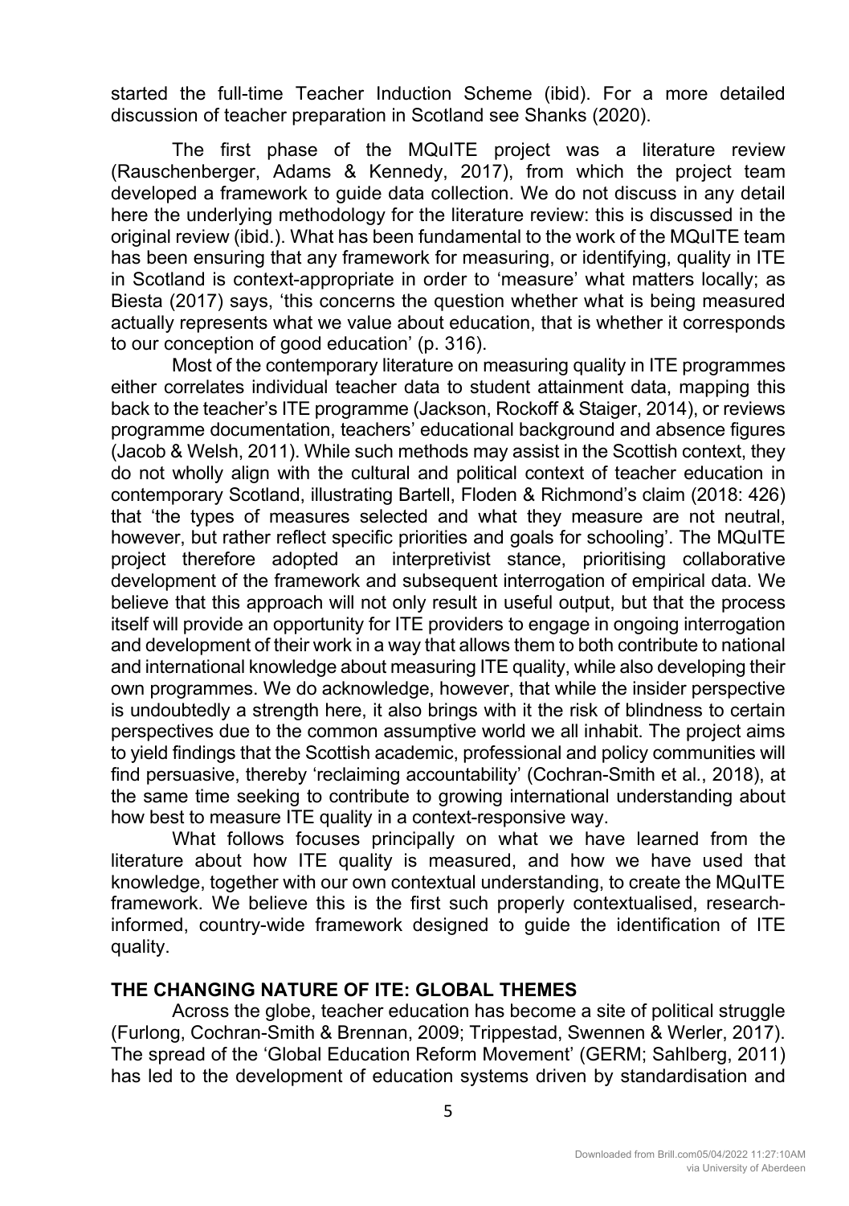started the full-time Teacher Induction Scheme (ibid). For a more detailed discussion of teacher preparation in Scotland see Shanks (2020).

The first phase of the MQuITE project was a literature review (Rauschenberger, Adams & Kennedy, 2017), from which the project team developed a framework to guide data collection. We do not discuss in any detail here the underlying methodology for the literature review: this is discussed in the original review (ibid.). What has been fundamental to the work of the MQuITE team has been ensuring that any framework for measuring, or identifying, quality in ITE in Scotland is context-appropriate in order to 'measure' what matters locally; as Biesta (2017) says, 'this concerns the question whether what is being measured actually represents what we value about education, that is whether it corresponds to our conception of good education' (p. 316).

Most of the contemporary literature on measuring quality in ITE programmes either correlates individual teacher data to student attainment data, mapping this back to the teacher's ITE programme (Jackson, Rockoff & Staiger, 2014), or reviews programme documentation, teachers' educational background and absence figures (Jacob & Welsh, 2011). While such methods may assist in the Scottish context, they do not wholly align with the cultural and political context of teacher education in contemporary Scotland, illustrating Bartell, Floden & Richmond's claim (2018: 426) that 'the types of measures selected and what they measure are not neutral, however, but rather reflect specific priorities and goals for schooling'. The MQuITE project therefore adopted an interpretivist stance, prioritising collaborative development of the framework and subsequent interrogation of empirical data. We believe that this approach will not only result in useful output, but that the process itself will provide an opportunity for ITE providers to engage in ongoing interrogation and development of their work in a way that allows them to both contribute to national and international knowledge about measuring ITE quality, while also developing their own programmes. We do acknowledge, however, that while the insider perspective is undoubtedly a strength here, it also brings with it the risk of blindness to certain perspectives due to the common assumptive world we all inhabit. The project aims to yield findings that the Scottish academic, professional and policy communities will find persuasive, thereby 'reclaiming accountability' (Cochran-Smith et al., 2018), at the same time seeking to contribute to growing international understanding about how best to measure ITE quality in a context-responsive way.

What follows focuses principally on what we have learned from the literature about how ITE quality is measured, and how we have used that knowledge, together with our own contextual understanding, to create the MQuITE framework. We believe this is the first such properly contextualised, research-informed, country-wide framework designed to guide the identification of ITE quality.

## THE CHANGING NATURE OF ITE: GLOBAL THEMES

Across the globe, teacher education has become a site of political struggle (Furlong, Cochran-Smith & Brennan, 2009; Trippestad, Swennen & Werler, 2017). The spread of the 'Global Education Reform Movement' (GERM; Sahlberg, 2011) has led to the development of education systems driven by standardisation and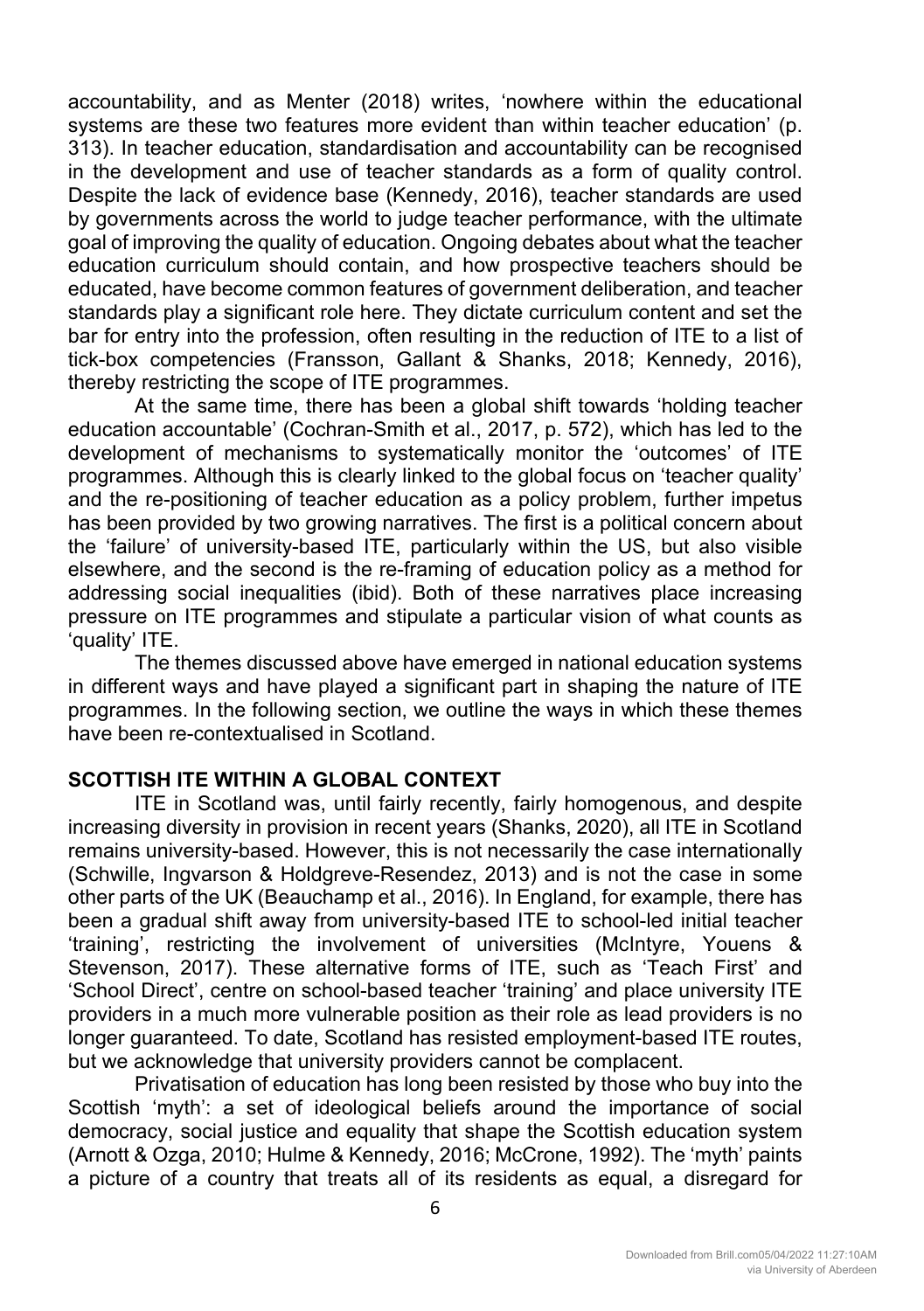accountability, and as Menter (2018) writes, 'nowhere within the educational systems are these two features more evident than within teacher education' (p. 313). In teacher education, standardisation and accountability can be recognised in the development and use of teacher standards as a form of quality control. Despite the lack of evidence base (Kennedy, 2016), teacher standards are used by governments across the world to judge teacher performance, with the ultimate goal of improving the quality of education. Ongoing debates about what the teacher education curriculum should contain, and how prospective teachers should be educated, have become common features of government deliberation, and teacher standards play a significant role here. They dictate curriculum content and set the bar for entry into the profession, often resulting in the reduction of ITE to a list of tick-box competencies (Fransson, Gallant & Shanks, 2018; Kennedy, 2016), thereby restricting the scope of ITE programmes.

At the same time, there has been a global shift towards 'holding teacher education accountable' (Cochran-Smith et al., 2017, p. 572), which has led to the development of mechanisms to systematically monitor the 'outcomes' of ITE programmes. Although this is clearly linked to the global focus on 'teacher quality' and the re-positioning of teacher education as a policy problem, further impetus has been provided by two growing narratives. The first is a political concern about the 'failure' of university-based ITE, particularly within the US, but also visible elsewhere, and the second is the re-framing of education policy as a method for addressing social inequalities (ibid). Both of these narratives place increasing pressure on ITE programmes and stipulate a particular vision of what counts as 'quality' ITE.

The themes discussed above have emerged in national education systems in different ways and have played a significant part in shaping the nature of ITE programmes. In the following section, we outline the ways in which these themes have been re-contextualised in Scotland.

## SCOTTISH ITE WITHIN A GLOBAL CONTEXT

ITE in Scotland was, until fairly recently, fairly homogenous, and despite increasing diversity in provision in recent years (Shanks, 2020), all ITE in Scotland remains university-based. However, this is not necessarily the case internationally (Schwille, Ingvarson & Holdgreve-Resendez, 2013) and is not the case in some other parts of the UK (Beauchamp et al., 2016). In England, for example, there has been a gradual shift away from university-based ITE to school-led initial teacher 'training', restricting the involvement of universities (McIntyre, Youens & Stevenson, 2017). These alternative forms of ITE, such as 'Teach First' and 'School Direct', centre on school-based teacher 'training' and place university ITE providers in a much more vulnerable position as their role as lead providers is no longer guaranteed. To date, Scotland has resisted employment-based ITE routes, but we acknowledge that university providers cannot be complacent.

Privatisation of education has long been resisted by those who buy into the Scottish 'myth': a set of ideological beliefs around the importance of social democracy, social justice and equality that shape the Scottish education system (Arnott & Ozga, 2010; Hulme & Kennedy, 2016; McCrone, 1992). The 'myth' paints a picture of a country that treats all of its residents as equal, a disregard for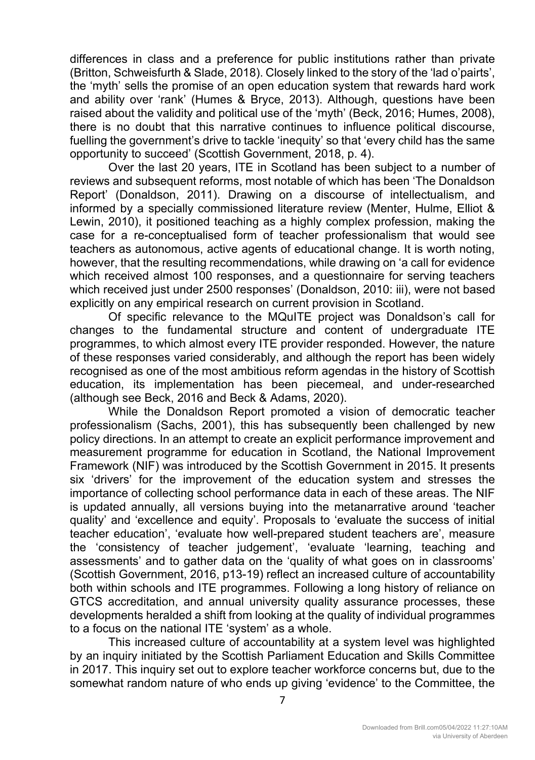differences in class and a preference for public institutions rather than private (Britton, Schweisfurth & Slade, 2018). Closely linked to the story of the 'lad o'pairts', the 'myth' sells the promise of an open education system that rewards hard work and ability over 'rank' (Humes & Bryce, 2013). Although, questions have been raised about the validity and political use of the 'myth' (Beck, 2016; Humes, 2008), there is no doubt that this narrative continues to influence political discourse, fuelling the government's drive to tackle 'inequity' so that 'every child has the same opportunity to succeed' (Scottish Government, 2018, p. 4).

Over the last 20 years, ITE in Scotland has been subject to a number of reviews and subsequent reforms, most notable of which has been 'The Donaldson Report' (Donaldson, 2011). Drawing on a discourse of intellectualism, and informed by a specially commissioned literature review (Menter, Hulme, Elliot & Lewin, 2010), it positioned teaching as a highly complex profession, making the case for a re-conceptualised form of teacher professionalism that would see teachers as autonomous, active agents of educational change. It is worth noting, however, that the resulting recommendations, while drawing on 'a call for evidence which received almost 100 responses, and a questionnaire for serving teachers which received just under 2500 responses' (Donaldson, 2010: iii), were not based explicitly on any empirical research on current provision in Scotland.

Of specific relevance to the MQuITE project was Donaldson's call for changes to the fundamental structure and content of undergraduate ITE programmes, to which almost every ITE provider responded. However, the nature of these responses varied considerably, and although the report has been widely recognised as one of the most ambitious reform agendas in the history of Scottish education, its implementation has been piecemeal, and under-researched (although see Beck, 2016 and Beck & Adams, 2020).

While the Donaldson Report promoted a vision of democratic teacher professionalism (Sachs, 2001), this has subsequently been challenged by new policy directions. In an attempt to create an explicit performance improvement and measurement programme for education in Scotland, the National Improvement Framework (NIF) was introduced by the Scottish Government in 2015. It presents six 'drivers' for the improvement of the education system and stresses the importance of collecting school performance data in each of these areas. The NIF is updated annually, all versions buying into the metanarrative around 'teacher quality' and 'excellence and equity'. Proposals to 'evaluate the success of initial teacher education', 'evaluate how well-prepared student teachers are', measure the 'consistency of teacher judgement', 'evaluate 'learning, teaching and assessments' and to gather data on the 'quality of what goes on in classrooms' (Scottish Government, 2016, p13-19) reflect an increased culture of accountability both within schools and ITE programmes. Following a long history of reliance on GTCS accreditation, and annual university quality assurance processes, these developments heralded a shift from looking at the quality of individual programmes to a focus on the national ITE 'system' as a whole.

This increased culture of accountability at a system level was highlighted by an inquiry initiated by the Scottish Parliament Education and Skills Committee in 2017. This inquiry set out to explore teacher workforce concerns but, due to the somewhat random nature of who ends up giving 'evidence' to the Committee, the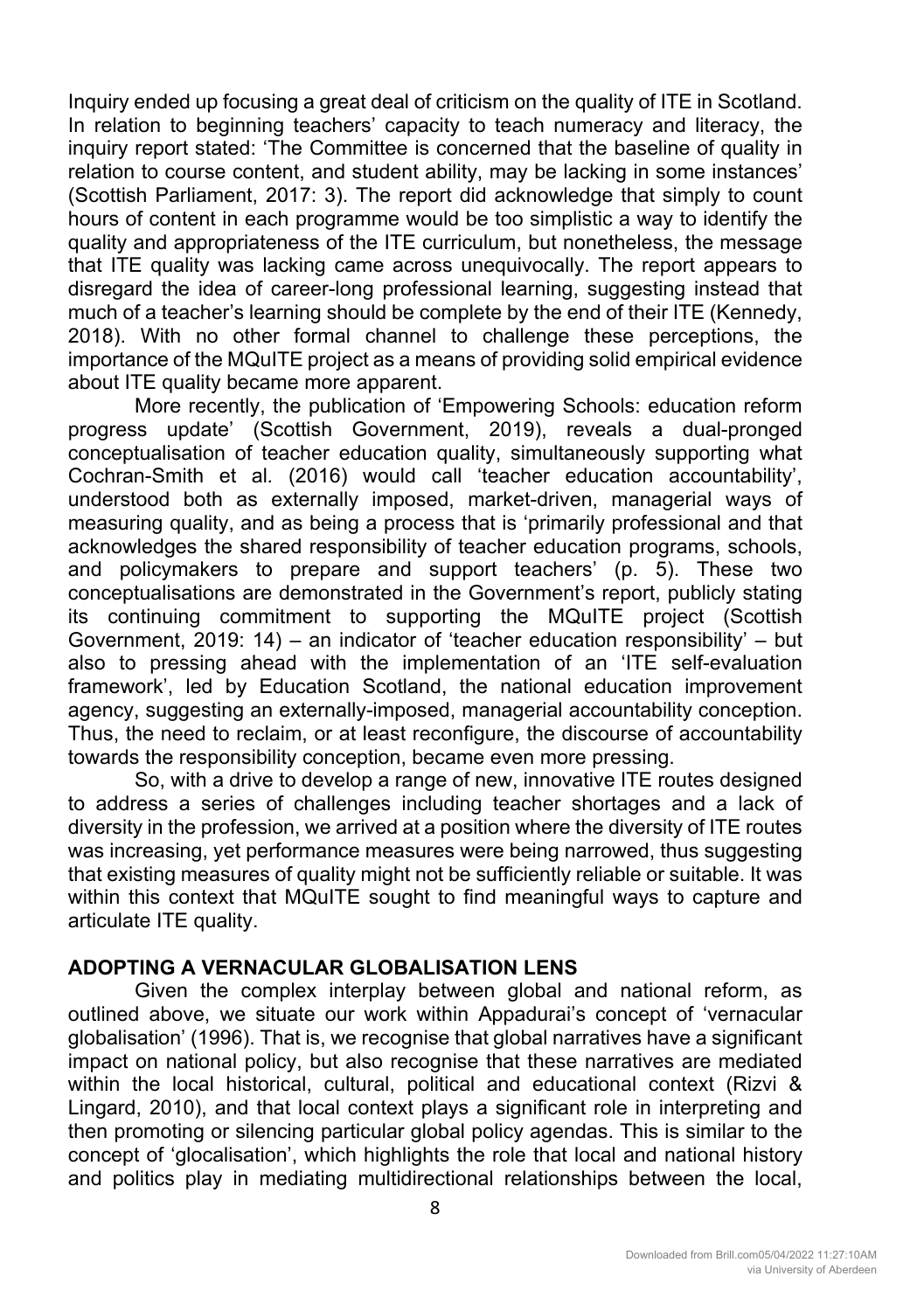Inquiry ended up focusing a great deal of criticism on the quality of ITE in Scotland. In relation to beginning teachers' capacity to teach numeracy and literacy, the inquiry report stated: 'The Committee is concerned that the baseline of quality in relation to course content, and student ability, may be lacking in some instances' (Scottish Parliament, 2017: 3). The report did acknowledge that simply to count hours of content in each programme would be too simplistic a way to identify the quality and appropriateness of the ITE curriculum, but nonetheless, the message that ITE quality was lacking came across unequivocally. The report appears to disregard the idea of career-long professional learning, suggesting instead that much of a teacher's learning should be complete by the end of their ITE (Kennedy, 2018). With no other formal channel to challenge these perceptions, the importance of the MQuITE project as a means of providing solid empirical evidence about ITE quality became more apparent.

More recently, the publication of 'Empowering Schools: education reform progress update' (Scottish Government, 2019), reveals a dual-pronged conceptualisation of teacher education quality, simultaneously supporting what Cochran-Smith et al. (2016) would call 'teacher education accountability', understood both as externally imposed, market-driven, managerial ways of measuring quality, and as being a process that is 'primarily professional and that acknowledges the shared responsibility of teacher education programs, schools, and policymakers to prepare and support teachers' (p. 5). These two conceptualisations are demonstrated in the Government's report, publicly stating its continuing commitment to supporting the MQuITE project (Scottish Government, 2019: 14) – an indicator of 'teacher education responsibility' – but also to pressing ahead with the implementation of an 'ITE self-evaluation framework', led by Education Scotland, the national education improvement agency, suggesting an externally-imposed, managerial accountability conception. Thus, the need to reclaim, or at least reconfigure, the discourse of accountability towards the responsibility conception, became even more pressing.

So, with a drive to develop a range of new, innovative ITE routes designed to address a series of challenges including teacher shortages and a lack of diversity in the profession, we arrived at a position where the diversity of ITE routes was increasing, yet performance measures were being narrowed, thus suggesting that existing measures of quality might not be sufficiently reliable or suitable. It was within this context that MQuITE sought to find meaningful ways to capture and articulate ITE quality.

## ADOPTING A VERNACULAR GLOBALISATION LENS

Given the complex interplay between global and national reform, as outlined above, we situate our work within Appadurai's concept of 'vernacular globalisation' (1996). That is, we recognise that global narratives have a significant impact on national policy, but also recognise that these narratives are mediated within the local historical, cultural, political and educational context (Rizvi & Lingard, 2010), and that local context plays a significant role in interpreting and then promoting or silencing particular global policy agendas. This is similar to the concept of 'glocalisation', which highlights the role that local and national history and politics play in mediating multidirectional relationships between the local,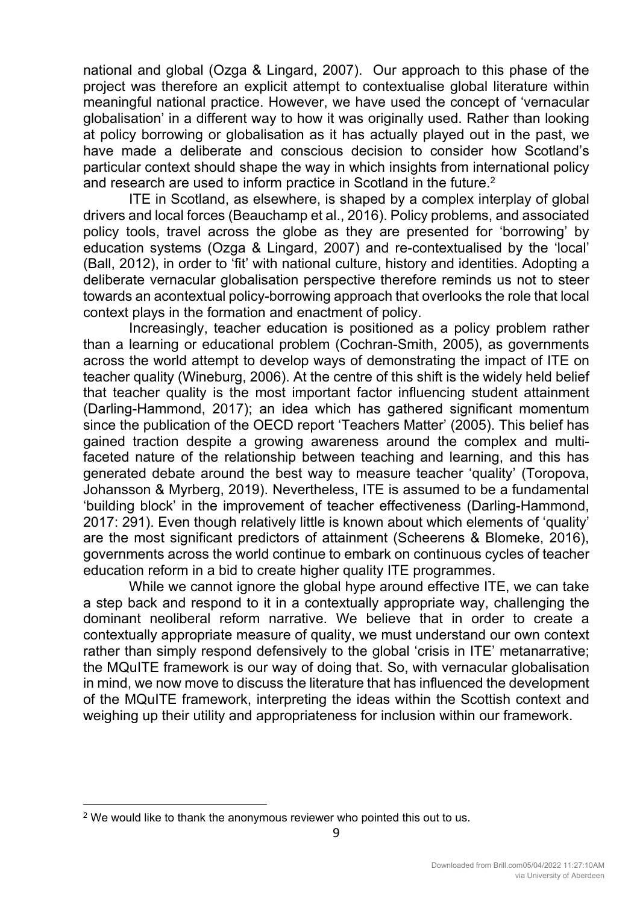national and global (Ozga & Lingard, 2007). Our approach to this phase of the project was therefore an explicit attempt to contextualise global literature within meaningful national practice. However, we have used the concept of 'vernacular globalisation' in a different way to how it was originally used. Rather than looking at policy borrowing or globalisation as it has actually played out in the past, we have made a deliberate and conscious decision to consider how Scotland's particular context should shape the way in which insights from international policy and research are used to inform practice in Scotland in the future.[2]

ITE in Scotland, as elsewhere, is shaped by a complex interplay of global drivers and local forces (Beauchamp et al., 2016). Policy problems, and associated policy tools, travel across the globe as they are presented for 'borrowing' by education systems (Ozga & Lingard, 2007) and re-contextualised by the 'local' (Ball, 2012), in order to 'fit' with national culture, history and identities. Adopting a deliberate vernacular globalisation perspective therefore reminds us not to steer towards an acontextual policy-borrowing approach that overlooks the role that local context plays in the formation and enactment of policy.

Increasingly, teacher education is positioned as a policy problem rather than a learning or educational problem (Cochran-Smith, 2005), as governments across the world attempt to develop ways of demonstrating the impact of ITE on teacher quality (Wineburg, 2006). At the centre of this shift is the widely held belief that teacher quality is the most important factor influencing student attainment (Darling-Hammond, 2017); an idea which has gathered significant momentum since the publication of the OECD report 'Teachers Matter' (2005). This belief has gained traction despite a growing awareness around the complex and multi-faceted nature of the relationship between teaching and learning, and this has generated debate around the best way to measure teacher 'quality' (Toropova, Johansson & Myrberg, 2019). Nevertheless, ITE is assumed to be a fundamental 'building block' in the improvement of teacher effectiveness (Darling-Hammond, 2017: 291). Even though relatively little is known about which elements of 'quality' are the most significant predictors of attainment (Scheerens & Blomeke, 2016), governments across the world continue to embark on continuous cycles of teacher education reform in a bid to create higher quality ITE programmes.

While we cannot ignore the global hype around effective ITE, we can take a step back and respond to it in a contextually appropriate way, challenging the dominant neoliberal reform narrative. We believe that in order to create a contextually appropriate measure of quality, we must understand our own context rather than simply respond defensively to the global 'crisis in ITE' metanarrative; the MQuITE framework is our way of doing that. So, with vernacular globalisation in mind, we now move to discuss the literature that has influenced the development of the MQuITE framework, interpreting the ideas within the Scottish context and weighing up their utility and appropriateness for inclusion within our framework.

[2] We would like to thank the anonymous reviewer who pointed this out to us.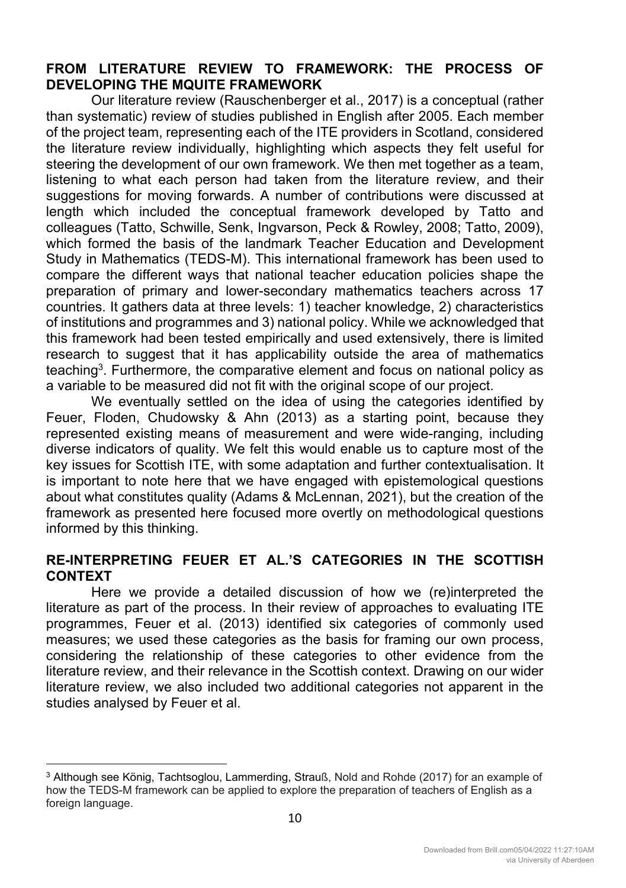## FROM LITERATURE REVIEW TO FRAMEWORK: THE PROCESS OF DEVELOPING THE MQUITE FRAMEWORK

Our literature review (Rauschenberger et al., 2017) is a conceptual (rather than systematic) review of studies published in English after 2005. Each member of the project team, representing each of the ITE providers in Scotland, considered the literature review individually, highlighting which aspects they felt useful for steering the development of our own framework. We then met together as a team, listening to what each person had taken from the literature review, and their suggestions for moving forwards. A number of contributions were discussed at length which included the conceptual framework developed by Tatto and colleagues (Tatto, Schwille, Senk, Ingvarson, Peck & Rowley, 2008; Tatto, 2009), which formed the basis of the landmark Teacher Education and Development Study in Mathematics (TEDS-M). This international framework has been used to compare the different ways that national teacher education policies shape the preparation of primary and lower-secondary mathematics teachers across 17 countries. It gathers data at three levels: 1) teacher knowledge, 2) characteristics of institutions and programmes and 3) national policy. While we acknowledged that this framework had been tested empirically and used extensively, there is limited research to suggest that it has applicability outside the area of mathematics teaching[3]. Furthermore, the comparative element and focus on national policy as a variable to be measured did not fit with the original scope of our project.

We eventually settled on the idea of using the categories identified by Feuer, Floden, Chudowsky & Ahn (2013) as a starting point, because they represented existing means of measurement and were wide-ranging, including diverse indicators of quality. We felt this would enable us to capture most of the key issues for Scottish ITE, with some adaptation and further contextualisation. It is important to note here that we have engaged with epistemological questions about what constitutes quality (Adams & McLennan, 2021), but the creation of the framework as presented here focused more overtly on methodological questions informed by this thinking.

## RE-INTERPRETING FEUER ET AL.'S CATEGORIES IN THE SCOTTISH CONTEXT

Here we provide a detailed discussion of how we (re)interpreted the literature as part of the process. In their review of approaches to evaluating ITE programmes, Feuer et al. (2013) identified six categories of commonly used measures; we used these categories as the basis for framing our own process, considering the relationship of these categories to other evidence from the literature review, and their relevance in the Scottish context. Drawing on our wider literature review, we also included two additional categories not apparent in the studies analysed by Feuer et al.

---

[3] Although see König, Tachtsoglou, Lammerding, Strauß, Nold and Rohde (2017) for an example of how the TEDS-M framework can be applied to explore the preparation of teachers of English as a foreign language.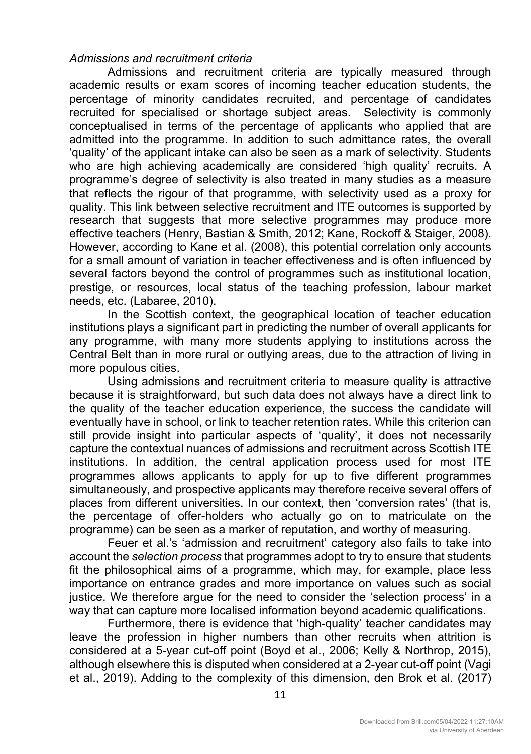*Admissions and recruitment criteria*

Admissions and recruitment criteria are typically measured through academic results or exam scores of incoming teacher education students, the percentage of minority candidates recruited, and percentage of candidates recruited for specialised or shortage subject areas. Selectivity is commonly conceptualised in terms of the percentage of applicants who applied that are admitted into the programme. In addition to such admittance rates, the overall 'quality' of the applicant intake can also be seen as a mark of selectivity. Students who are high achieving academically are considered 'high quality' recruits. A programme's degree of selectivity is also treated in many studies as a measure that reflects the rigour of that programme, with selectivity used as a proxy for quality. This link between selective recruitment and ITE outcomes is supported by research that suggests that more selective programmes may produce more effective teachers (Henry, Bastian & Smith, 2012; Kane, Rockoff & Staiger, 2008). However, according to Kane et al. (2008), this potential correlation only accounts for a small amount of variation in teacher effectiveness and is often influenced by several factors beyond the control of programmes such as institutional location, prestige, or resources, local status of the teaching profession, labour market needs, etc. (Labaree, 2010).

In the Scottish context, the geographical location of teacher education institutions plays a significant part in predicting the number of overall applicants for any programme, with many more students applying to institutions across the Central Belt than in more rural or outlying areas, due to the attraction of living in more populous cities.

Using admissions and recruitment criteria to measure quality is attractive because it is straightforward, but such data does not always have a direct link to the quality of the teacher education experience, the success the candidate will eventually have in school, or link to teacher retention rates. While this criterion can still provide insight into particular aspects of 'quality', it does not necessarily capture the contextual nuances of admissions and recruitment across Scottish ITE institutions. In addition, the central application process used for most ITE programmes allows applicants to apply for up to five different programmes simultaneously, and prospective applicants may therefore receive several offers of places from different universities. In our context, then 'conversion rates' (that is, the percentage of offer-holders who actually go on to matriculate on the programme) can be seen as a marker of reputation, and worthy of measuring.

Feuer et al.'s 'admission and recruitment' category also fails to take into account the *selection process* that programmes adopt to try to ensure that students fit the philosophical aims of a programme, which may, for example, place less importance on entrance grades and more importance on values such as social justice. We therefore argue for the need to consider the 'selection process' in a way that can capture more localised information beyond academic qualifications.

Furthermore, there is evidence that 'high-quality' teacher candidates may leave the profession in higher numbers than other recruits when attrition is considered at a 5-year cut-off point (Boyd et al., 2006; Kelly & Northrop, 2015), although elsewhere this is disputed when considered at a 2-year cut-off point (Vagi et al., 2019). Adding to the complexity of this dimension, den Brok et al. (2017)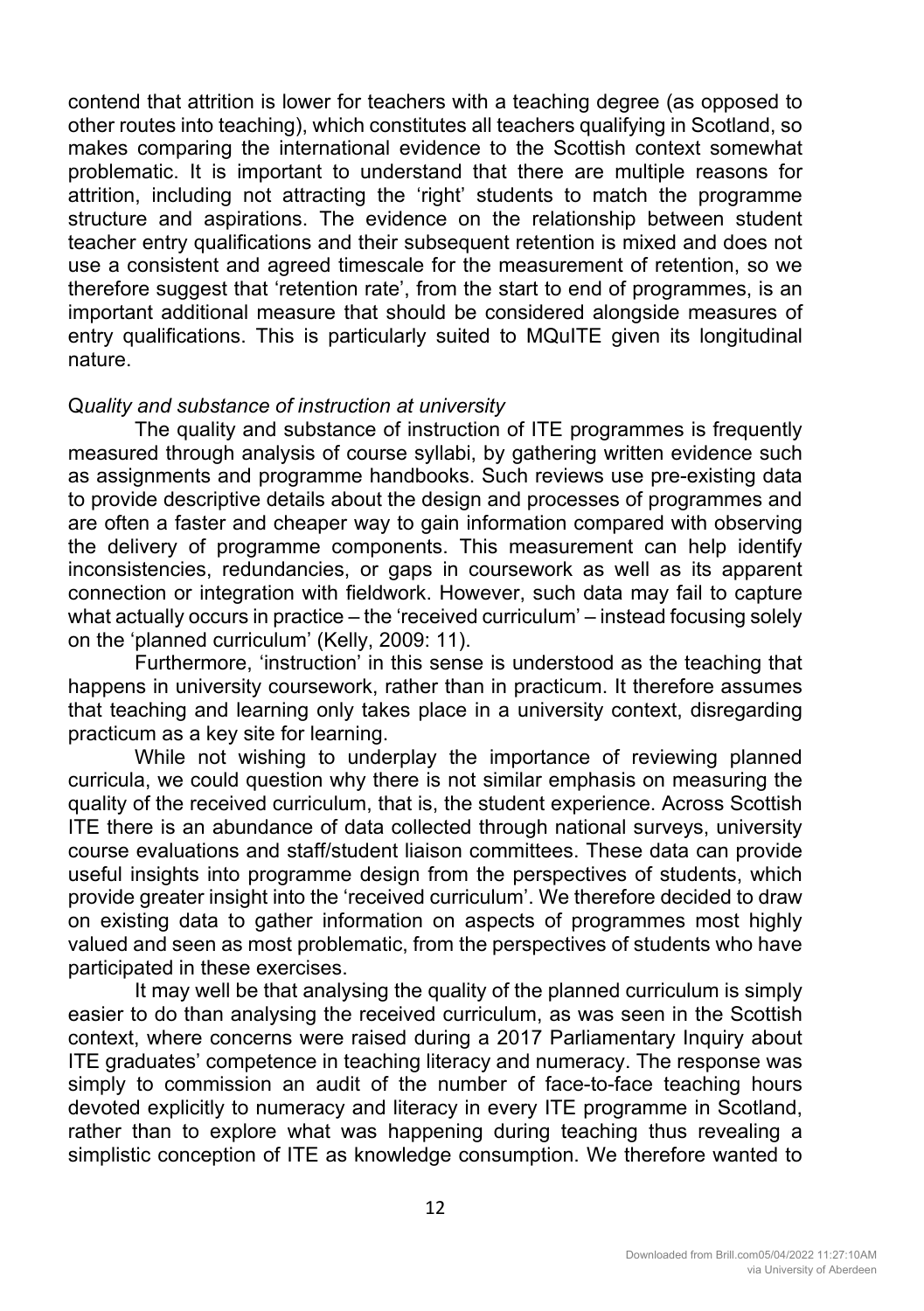contend that attrition is lower for teachers with a teaching degree (as opposed to other routes into teaching), which constitutes all teachers qualifying in Scotland, so makes comparing the international evidence to the Scottish context somewhat problematic. It is important to understand that there are multiple reasons for attrition, including not attracting the 'right' students to match the programme structure and aspirations. The evidence on the relationship between student teacher entry qualifications and their subsequent retention is mixed and does not use a consistent and agreed timescale for the measurement of retention, so we therefore suggest that 'retention rate', from the start to end of programmes, is an important additional measure that should be considered alongside measures of entry qualifications. This is particularly suited to MQuITE given its longitudinal nature.

*Quality and substance of instruction at university*

The quality and substance of instruction of ITE programmes is frequently measured through analysis of course syllabi, by gathering written evidence such as assignments and programme handbooks. Such reviews use pre-existing data to provide descriptive details about the design and processes of programmes and are often a faster and cheaper way to gain information compared with observing the delivery of programme components. This measurement can help identify inconsistencies, redundancies, or gaps in coursework as well as its apparent connection or integration with fieldwork. However, such data may fail to capture what actually occurs in practice – the 'received curriculum' – instead focusing solely on the 'planned curriculum' (Kelly, 2009: 11).

Furthermore, 'instruction' in this sense is understood as the teaching that happens in university coursework, rather than in practicum. It therefore assumes that teaching and learning only takes place in a university context, disregarding practicum as a key site for learning.

While not wishing to underplay the importance of reviewing planned curricula, we could question why there is not similar emphasis on measuring the quality of the received curriculum, that is, the student experience. Across Scottish ITE there is an abundance of data collected through national surveys, university course evaluations and staff/student liaison committees. These data can provide useful insights into programme design from the perspectives of students, which provide greater insight into the 'received curriculum'. We therefore decided to draw on existing data to gather information on aspects of programmes most highly valued and seen as most problematic, from the perspectives of students who have participated in these exercises.

It may well be that analysing the quality of the planned curriculum is simply easier to do than analysing the received curriculum, as was seen in the Scottish context, where concerns were raised during a 2017 Parliamentary Inquiry about ITE graduates' competence in teaching literacy and numeracy. The response was simply to commission an audit of the number of face-to-face teaching hours devoted explicitly to numeracy and literacy in every ITE programme in Scotland, rather than to explore what was happening during teaching thus revealing a simplistic conception of ITE as knowledge consumption. We therefore wanted to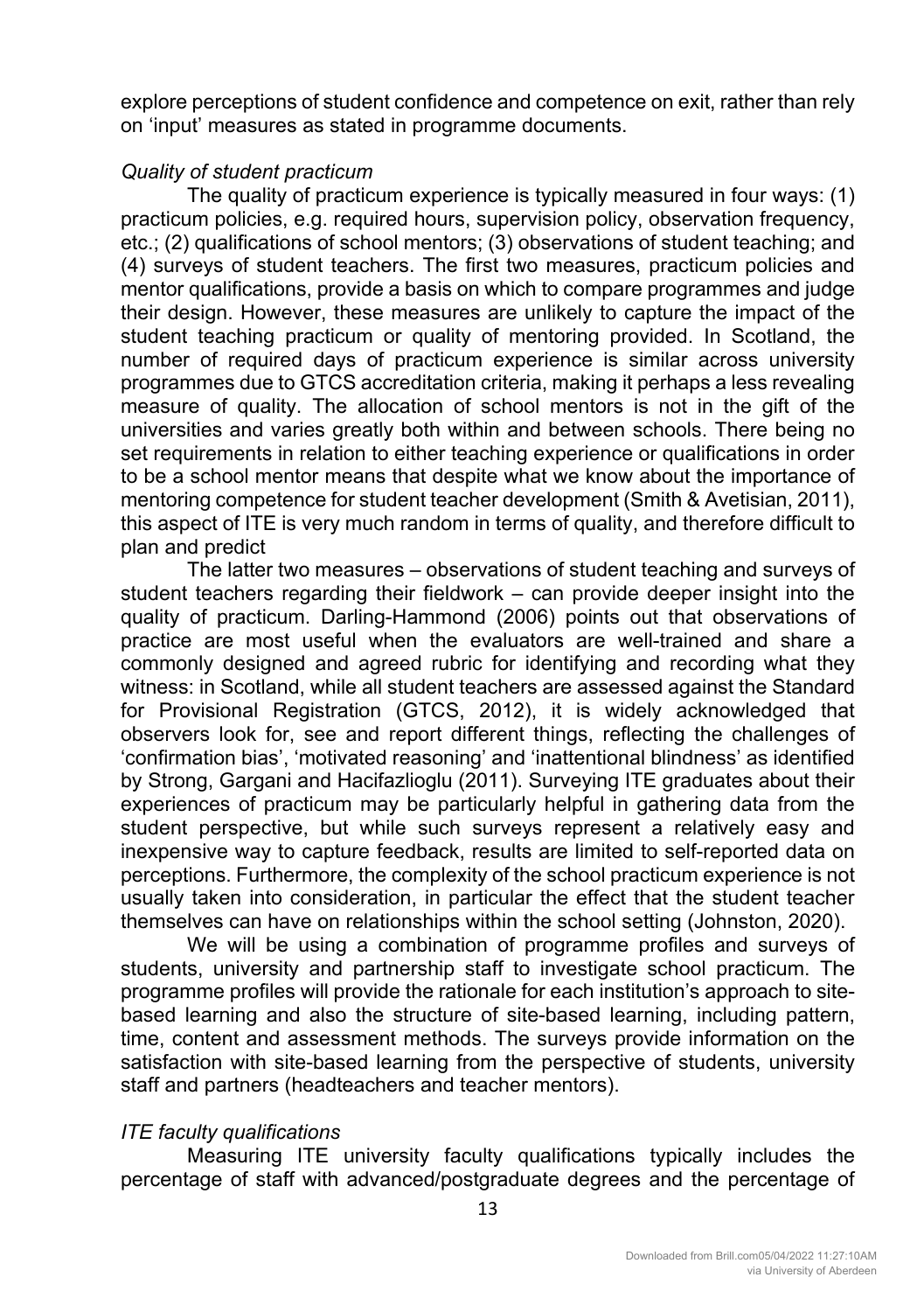explore perceptions of student confidence and competence on exit, rather than rely on 'input' measures as stated in programme documents.

*Quality of student practicum*

The quality of practicum experience is typically measured in four ways: (1) practicum policies, e.g. required hours, supervision policy, observation frequency, etc.; (2) qualifications of school mentors; (3) observations of student teaching; and (4) surveys of student teachers. The first two measures, practicum policies and mentor qualifications, provide a basis on which to compare programmes and judge their design. However, these measures are unlikely to capture the impact of the student teaching practicum or quality of mentoring provided. In Scotland, the number of required days of practicum experience is similar across university programmes due to GTCS accreditation criteria, making it perhaps a less revealing measure of quality. The allocation of school mentors is not in the gift of the universities and varies greatly both within and between schools. There being no set requirements in relation to either teaching experience or qualifications in order to be a school mentor means that despite what we know about the importance of mentoring competence for student teacher development (Smith & Avetisian, 2011), this aspect of ITE is very much random in terms of quality, and therefore difficult to plan and predict

The latter two measures – observations of student teaching and surveys of student teachers regarding their fieldwork – can provide deeper insight into the quality of practicum. Darling-Hammond (2006) points out that observations of practice are most useful when the evaluators are well-trained and share a commonly designed and agreed rubric for identifying and recording what they witness: in Scotland, while all student teachers are assessed against the Standard for Provisional Registration (GTCS, 2012), it is widely acknowledged that observers look for, see and report different things, reflecting the challenges of 'confirmation bias', 'motivated reasoning' and 'inattentional blindness' as identified by Strong, Gargani and Hacifazlioglu (2011). Surveying ITE graduates about their experiences of practicum may be particularly helpful in gathering data from the student perspective, but while such surveys represent a relatively easy and inexpensive way to capture feedback, results are limited to self-reported data on perceptions. Furthermore, the complexity of the school practicum experience is not usually taken into consideration, in particular the effect that the student teacher themselves can have on relationships within the school setting (Johnston, 2020).

We will be using a combination of programme profiles and surveys of students, university and partnership staff to investigate school practicum. The programme profiles will provide the rationale for each institution's approach to site-based learning and also the structure of site-based learning, including pattern, time, content and assessment methods. The surveys provide information on the satisfaction with site-based learning from the perspective of students, university staff and partners (headteachers and teacher mentors).

*ITE faculty qualifications*

Measuring ITE university faculty qualifications typically includes the percentage of staff with advanced/postgraduate degrees and the percentage of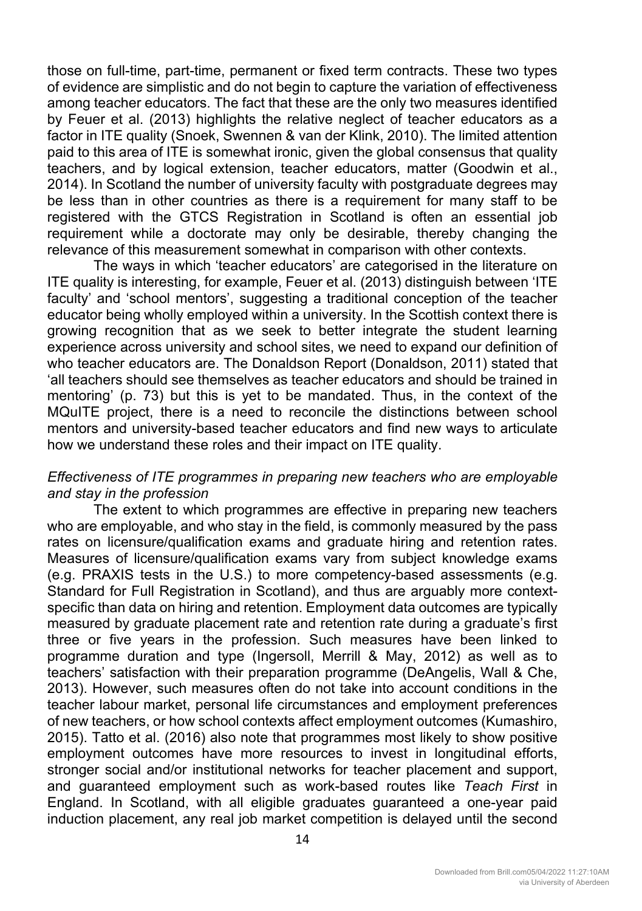those on full-time, part-time, permanent or fixed term contracts. These two types of evidence are simplistic and do not begin to capture the variation of effectiveness among teacher educators. The fact that these are the only two measures identified by Feuer et al. (2013) highlights the relative neglect of teacher educators as a factor in ITE quality (Snoek, Swennen & van der Klink, 2010). The limited attention paid to this area of ITE is somewhat ironic, given the global consensus that quality teachers, and by logical extension, teacher educators, matter (Goodwin et al., 2014). In Scotland the number of university faculty with postgraduate degrees may be less than in other countries as there is a requirement for many staff to be registered with the GTCS Registration in Scotland is often an essential job requirement while a doctorate may only be desirable, thereby changing the relevance of this measurement somewhat in comparison with other contexts.

The ways in which 'teacher educators' are categorised in the literature on ITE quality is interesting, for example, Feuer et al. (2013) distinguish between 'ITE faculty' and 'school mentors', suggesting a traditional conception of the teacher educator being wholly employed within a university. In the Scottish context there is growing recognition that as we seek to better integrate the student learning experience across university and school sites, we need to expand our definition of who teacher educators are. The Donaldson Report (Donaldson, 2011) stated that 'all teachers should see themselves as teacher educators and should be trained in mentoring' (p. 73) but this is yet to be mandated. Thus, in the context of the MQuITE project, there is a need to reconcile the distinctions between school mentors and university-based teacher educators and find new ways to articulate how we understand these roles and their impact on ITE quality.

*Effectiveness of ITE programmes in preparing new teachers who are employable and stay in the profession*

The extent to which programmes are effective in preparing new teachers who are employable, and who stay in the field, is commonly measured by the pass rates on licensure/qualification exams and graduate hiring and retention rates. Measures of licensure/qualification exams vary from subject knowledge exams (e.g. PRAXIS tests in the U.S.) to more competency-based assessments (e.g. Standard for Full Registration in Scotland), and thus are arguably more context-specific than data on hiring and retention. Employment data outcomes are typically measured by graduate placement rate and retention rate during a graduate's first three or five years in the profession. Such measures have been linked to programme duration and type (Ingersoll, Merrill & May, 2012) as well as to teachers' satisfaction with their preparation programme (DeAngelis, Wall & Che, 2013). However, such measures often do not take into account conditions in the teacher labour market, personal life circumstances and employment preferences of new teachers, or how school contexts affect employment outcomes (Kumashiro, 2015). Tatto et al. (2016) also note that programmes most likely to show positive employment outcomes have more resources to invest in longitudinal efforts, stronger social and/or institutional networks for teacher placement and support, and guaranteed employment such as work-based routes like *Teach First* in England. In Scotland, with all eligible graduates guaranteed a one-year paid induction placement, any real job market competition is delayed until the second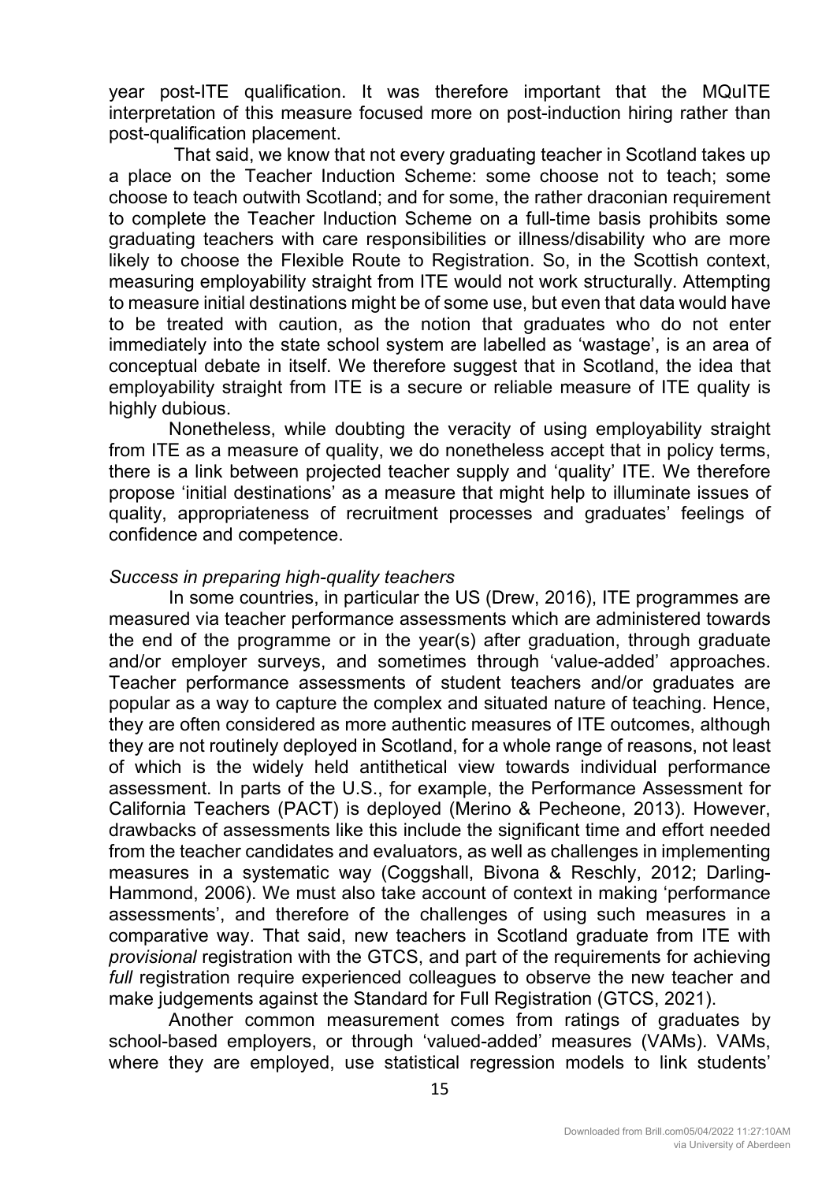year post-ITE qualification. It was therefore important that the MQuITE interpretation of this measure focused more on post-induction hiring rather than post-qualification placement.

That said, we know that not every graduating teacher in Scotland takes up a place on the Teacher Induction Scheme: some choose not to teach; some choose to teach outwith Scotland; and for some, the rather draconian requirement to complete the Teacher Induction Scheme on a full-time basis prohibits some graduating teachers with care responsibilities or illness/disability who are more likely to choose the Flexible Route to Registration. So, in the Scottish context, measuring employability straight from ITE would not work structurally. Attempting to measure initial destinations might be of some use, but even that data would have to be treated with caution, as the notion that graduates who do not enter immediately into the state school system are labelled as 'wastage', is an area of conceptual debate in itself. We therefore suggest that in Scotland, the idea that employability straight from ITE is a secure or reliable measure of ITE quality is highly dubious.

Nonetheless, while doubting the veracity of using employability straight from ITE as a measure of quality, we do nonetheless accept that in policy terms, there is a link between projected teacher supply and 'quality' ITE. We therefore propose 'initial destinations' as a measure that might help to illuminate issues of quality, appropriateness of recruitment processes and graduates' feelings of confidence and competence.

*Success in preparing high-quality teachers*

In some countries, in particular the US (Drew, 2016), ITE programmes are measured via teacher performance assessments which are administered towards the end of the programme or in the year(s) after graduation, through graduate and/or employer surveys, and sometimes through 'value-added' approaches. Teacher performance assessments of student teachers and/or graduates are popular as a way to capture the complex and situated nature of teaching. Hence, they are often considered as more authentic measures of ITE outcomes, although they are not routinely deployed in Scotland, for a whole range of reasons, not least of which is the widely held antithetical view towards individual performance assessment. In parts of the U.S., for example, the Performance Assessment for California Teachers (PACT) is deployed (Merino & Pecheone, 2013). However, drawbacks of assessments like this include the significant time and effort needed from the teacher candidates and evaluators, as well as challenges in implementing measures in a systematic way (Coggshall, Bivona & Reschly, 2012; Darling-Hammond, 2006). We must also take account of context in making 'performance assessments', and therefore of the challenges of using such measures in a comparative way. That said, new teachers in Scotland graduate from ITE with *provisional* registration with the GTCS, and part of the requirements for achieving *full* registration require experienced colleagues to observe the new teacher and make judgements against the Standard for Full Registration (GTCS, 2021).

Another common measurement comes from ratings of graduates by school-based employers, or through 'valued-added' measures (VAMs). VAMs, where they are employed, use statistical regression models to link students'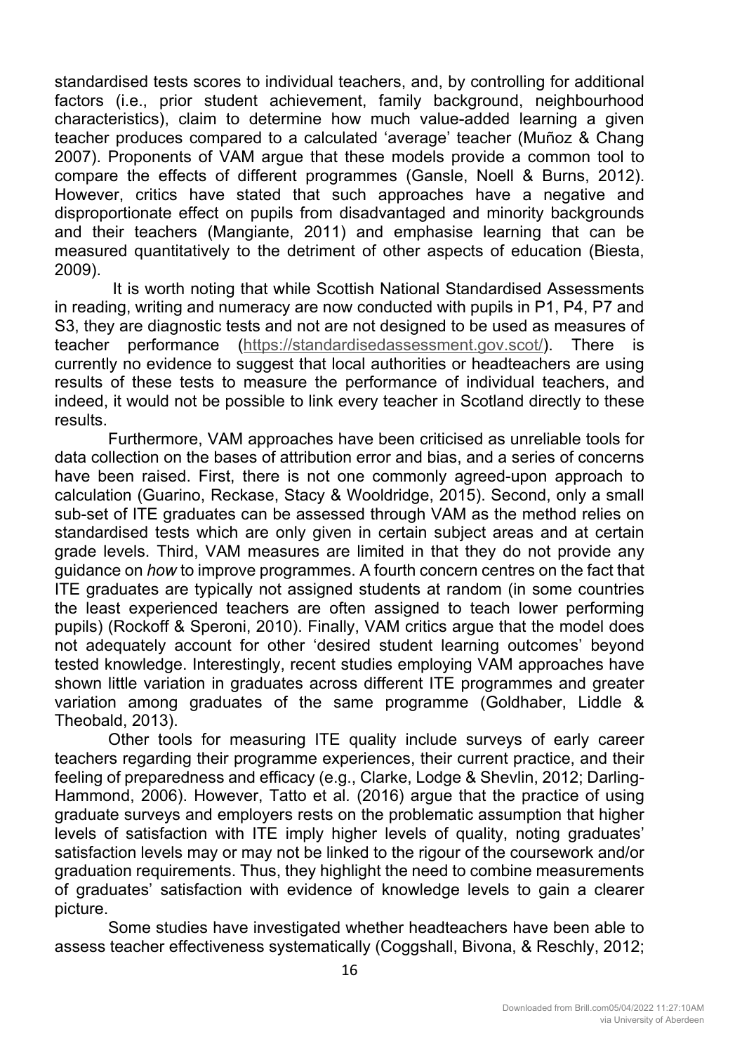standardised tests scores to individual teachers, and, by controlling for additional factors (i.e., prior student achievement, family background, neighbourhood characteristics), claim to determine how much value-added learning a given teacher produces compared to a calculated 'average' teacher (Muñoz & Chang 2007). Proponents of VAM argue that these models provide a common tool to compare the effects of different programmes (Gansle, Noell & Burns, 2012). However, critics have stated that such approaches have a negative and disproportionate effect on pupils from disadvantaged and minority backgrounds and their teachers (Mangiante, 2011) and emphasise learning that can be measured quantitatively to the detriment of other aspects of education (Biesta, 2009).

It is worth noting that while Scottish National Standardised Assessments in reading, writing and numeracy are now conducted with pupils in P1, P4, P7 and S3, they are diagnostic tests and not are not designed to be used as measures of teacher performance (https://standardisedassessment.gov.scot/). There is currently no evidence to suggest that local authorities or headteachers are using results of these tests to measure the performance of individual teachers, and indeed, it would not be possible to link every teacher in Scotland directly to these results.

Furthermore, VAM approaches have been criticised as unreliable tools for data collection on the bases of attribution error and bias, and a series of concerns have been raised. First, there is not one commonly agreed-upon approach to calculation (Guarino, Reckase, Stacy & Wooldridge, 2015). Second, only a small sub-set of ITE graduates can be assessed through VAM as the method relies on standardised tests which are only given in certain subject areas and at certain grade levels. Third, VAM measures are limited in that they do not provide any guidance on *how* to improve programmes. A fourth concern centres on the fact that ITE graduates are typically not assigned students at random (in some countries the least experienced teachers are often assigned to teach lower performing pupils) (Rockoff & Speroni, 2010). Finally, VAM critics argue that the model does not adequately account for other 'desired student learning outcomes' beyond tested knowledge. Interestingly, recent studies employing VAM approaches have shown little variation in graduates across different ITE programmes and greater variation among graduates of the same programme (Goldhaber, Liddle & Theobald, 2013).

Other tools for measuring ITE quality include surveys of early career teachers regarding their programme experiences, their current practice, and their feeling of preparedness and efficacy (e.g., Clarke, Lodge & Shevlin, 2012; Darling-Hammond, 2006). However, Tatto et al*.* (2016) argue that the practice of using graduate surveys and employers rests on the problematic assumption that higher levels of satisfaction with ITE imply higher levels of quality, noting graduates' satisfaction levels may or may not be linked to the rigour of the coursework and/or graduation requirements. Thus, they highlight the need to combine measurements of graduates' satisfaction with evidence of knowledge levels to gain a clearer picture.

Some studies have investigated whether headteachers have been able to assess teacher effectiveness systematically (Coggshall, Bivona, & Reschly, 2012;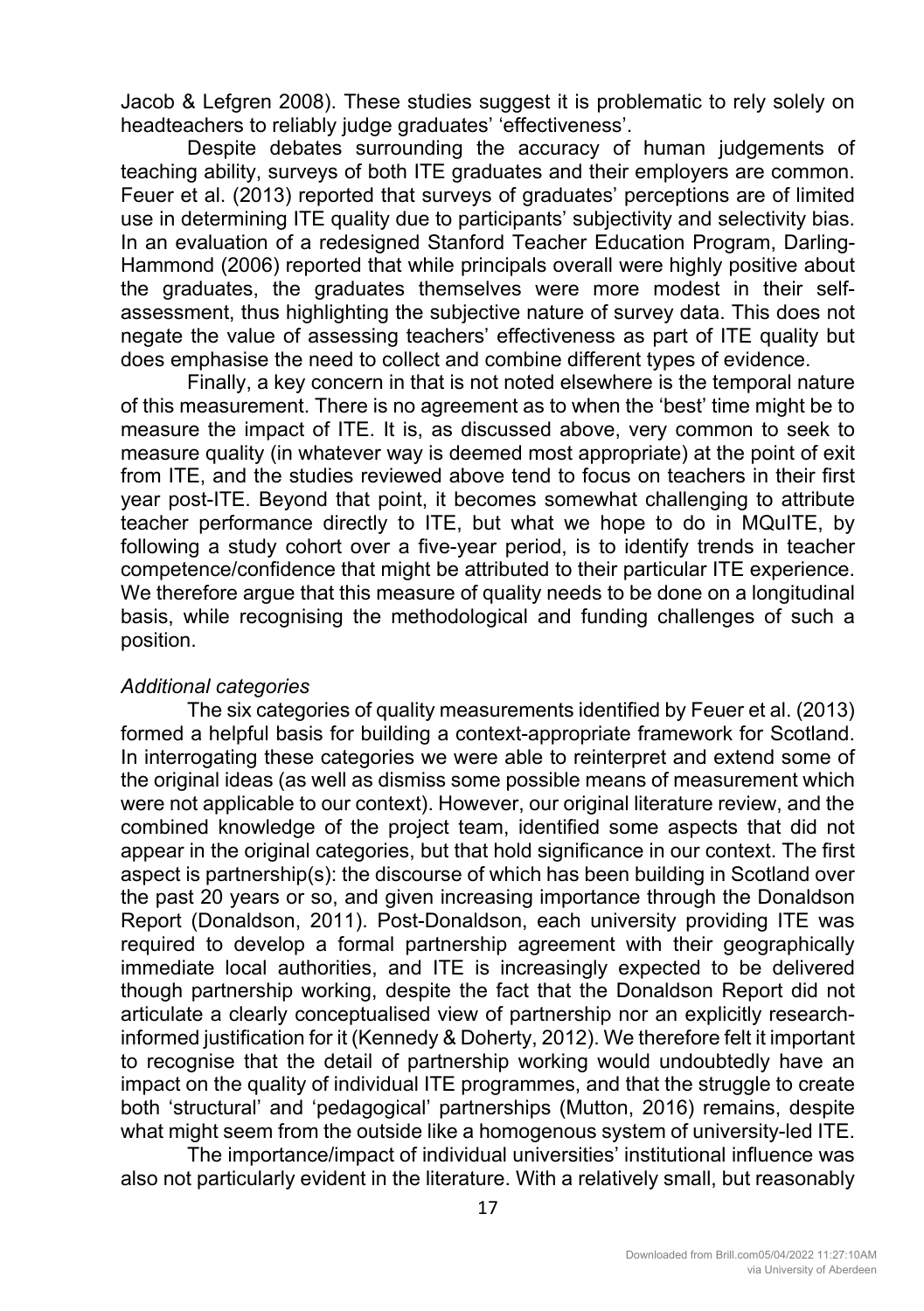Jacob & Lefgren 2008). These studies suggest it is problematic to rely solely on headteachers to reliably judge graduates' 'effectiveness'.

Despite debates surrounding the accuracy of human judgements of teaching ability, surveys of both ITE graduates and their employers are common. Feuer et al. (2013) reported that surveys of graduates' perceptions are of limited use in determining ITE quality due to participants' subjectivity and selectivity bias. In an evaluation of a redesigned Stanford Teacher Education Program, Darling-Hammond (2006) reported that while principals overall were highly positive about the graduates, the graduates themselves were more modest in their self-assessment, thus highlighting the subjective nature of survey data. This does not negate the value of assessing teachers' effectiveness as part of ITE quality but does emphasise the need to collect and combine different types of evidence.

Finally, a key concern in that is not noted elsewhere is the temporal nature of this measurement. There is no agreement as to when the 'best' time might be to measure the impact of ITE. It is, as discussed above, very common to seek to measure quality (in whatever way is deemed most appropriate) at the point of exit from ITE, and the studies reviewed above tend to focus on teachers in their first year post-ITE. Beyond that point, it becomes somewhat challenging to attribute teacher performance directly to ITE, but what we hope to do in MQuITE, by following a study cohort over a five-year period, is to identify trends in teacher competence/confidence that might be attributed to their particular ITE experience. We therefore argue that this measure of quality needs to be done on a longitudinal basis, while recognising the methodological and funding challenges of such a position.

*Additional categories*

The six categories of quality measurements identified by Feuer et al. (2013) formed a helpful basis for building a context-appropriate framework for Scotland. In interrogating these categories we were able to reinterpret and extend some of the original ideas (as well as dismiss some possible means of measurement which were not applicable to our context). However, our original literature review, and the combined knowledge of the project team, identified some aspects that did not appear in the original categories, but that hold significance in our context. The first aspect is partnership(s): the discourse of which has been building in Scotland over the past 20 years or so, and given increasing importance through the Donaldson Report (Donaldson, 2011). Post-Donaldson, each university providing ITE was required to develop a formal partnership agreement with their geographically immediate local authorities, and ITE is increasingly expected to be delivered though partnership working, despite the fact that the Donaldson Report did not articulate a clearly conceptualised view of partnership nor an explicitly research-informed justification for it (Kennedy & Doherty, 2012). We therefore felt it important to recognise that the detail of partnership working would undoubtedly have an impact on the quality of individual ITE programmes, and that the struggle to create both 'structural' and 'pedagogical' partnerships (Mutton, 2016) remains, despite what might seem from the outside like a homogenous system of university-led ITE.

The importance/impact of individual universities' institutional influence was also not particularly evident in the literature. With a relatively small, but reasonably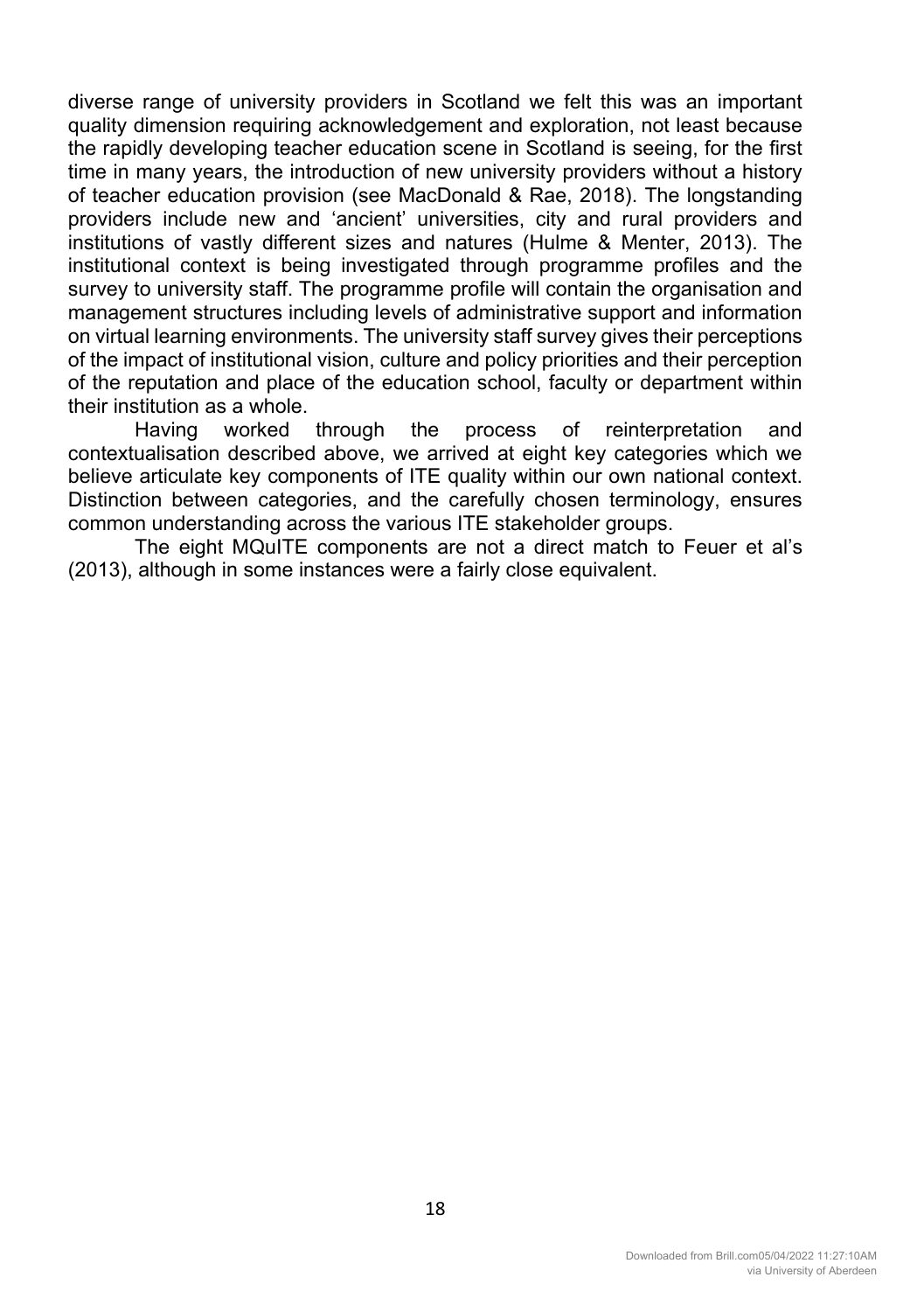diverse range of university providers in Scotland we felt this was an important quality dimension requiring acknowledgement and exploration, not least because the rapidly developing teacher education scene in Scotland is seeing, for the first time in many years, the introduction of new university providers without a history of teacher education provision (see MacDonald & Rae, 2018). The longstanding providers include new and 'ancient' universities, city and rural providers and institutions of vastly different sizes and natures (Hulme & Menter, 2013). The institutional context is being investigated through programme profiles and the survey to university staff. The programme profile will contain the organisation and management structures including levels of administrative support and information on virtual learning environments. The university staff survey gives their perceptions of the impact of institutional vision, culture and policy priorities and their perception of the reputation and place of the education school, faculty or department within their institution as a whole.

Having worked through the process of reinterpretation and contextualisation described above, we arrived at eight key categories which we believe articulate key components of ITE quality within our own national context. Distinction between categories, and the carefully chosen terminology, ensures common understanding across the various ITE stakeholder groups.

The eight MQuITE components are not a direct match to Feuer et al's (2013), although in some instances were a fairly close equivalent.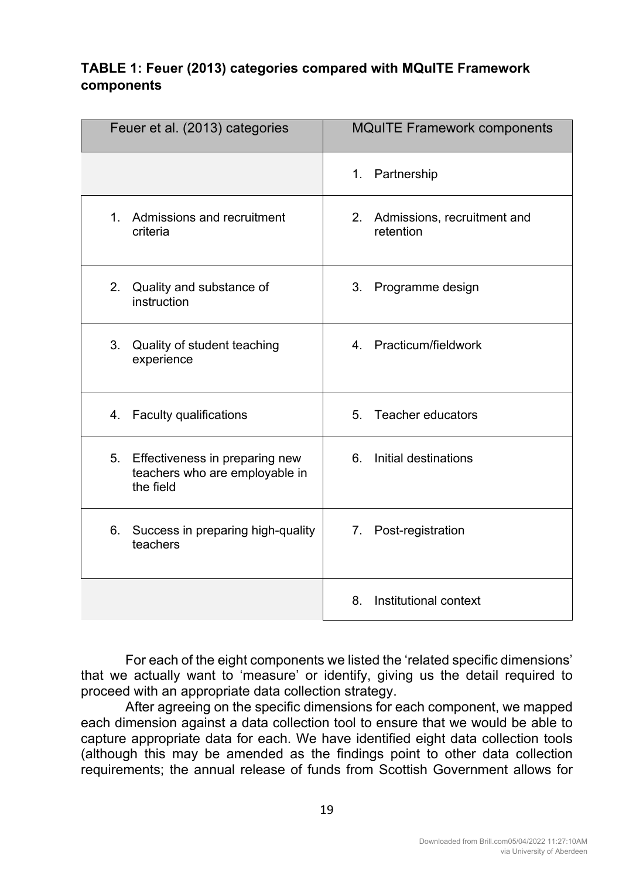**TABLE 1: Feuer (2013) categories compared with MQuITE Framework components**

| Feuer et al. (2013) categories | MQuITE Framework components |
|---|---|
| | 1. Partnership |
| 1. Admissions and recruitment criteria | 2. Admissions, recruitment and retention |
| 2. Quality and substance of instruction | 3. Programme design |
| 3. Quality of student teaching experience | 4. Practicum/fieldwork |
| 4. Faculty qualifications | 5. Teacher educators |
| 5. Effectiveness in preparing new teachers who are employable in the field | 6. Initial destinations |
| 6. Success in preparing high-quality teachers | 7. Post-registration |
| | 8. Institutional context |

For each of the eight components we listed the 'related specific dimensions' that we actually want to 'measure' or identify, giving us the detail required to proceed with an appropriate data collection strategy.

After agreeing on the specific dimensions for each component, we mapped each dimension against a data collection tool to ensure that we would be able to capture appropriate data for each. We have identified eight data collection tools (although this may be amended as the findings point to other data collection requirements; the annual release of funds from Scottish Government allows for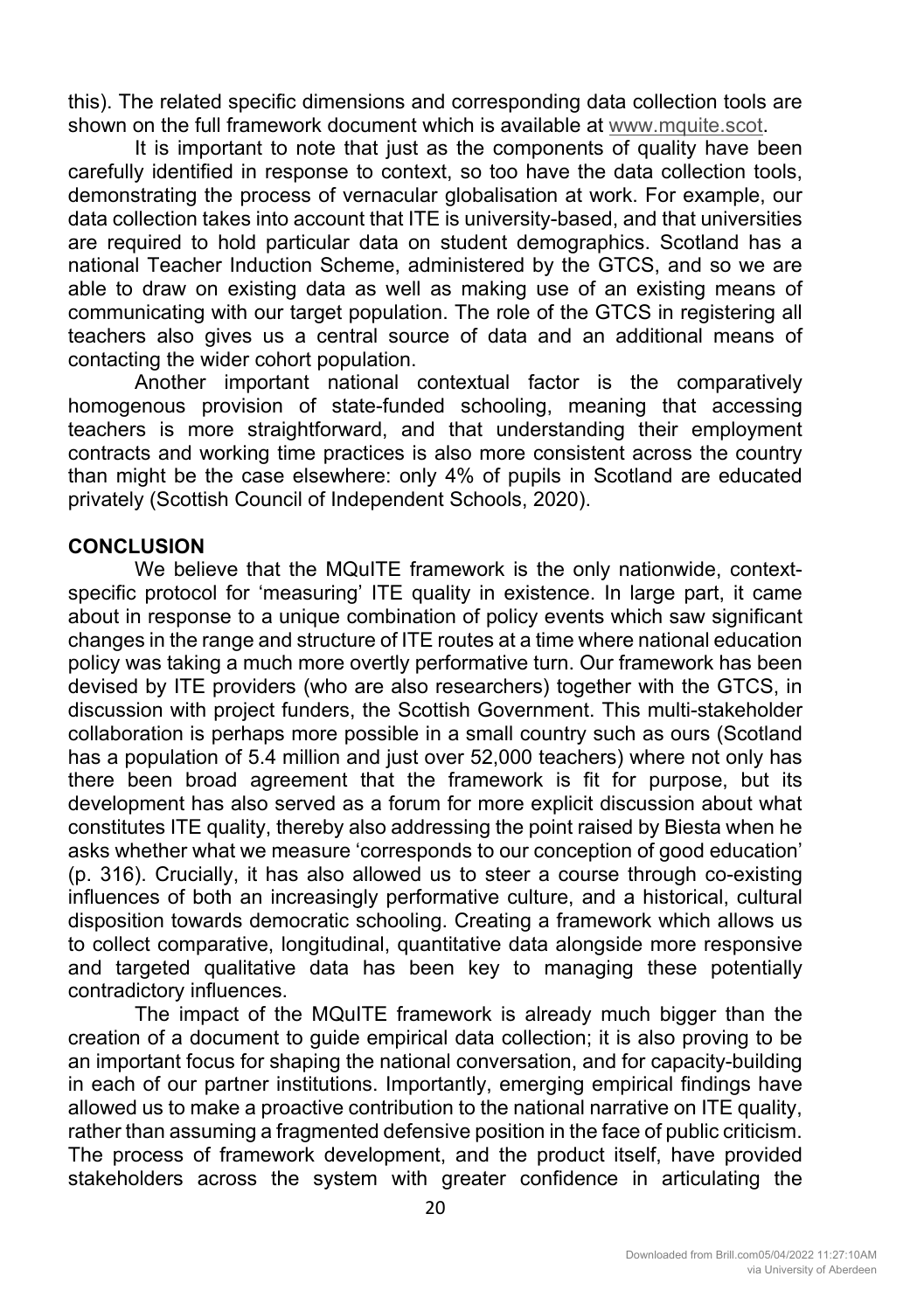this). The related specific dimensions and corresponding data collection tools are shown on the full framework document which is available at www.mquite.scot.

It is important to note that just as the components of quality have been carefully identified in response to context, so too have the data collection tools, demonstrating the process of vernacular globalisation at work. For example, our data collection takes into account that ITE is university-based, and that universities are required to hold particular data on student demographics. Scotland has a national Teacher Induction Scheme, administered by the GTCS, and so we are able to draw on existing data as well as making use of an existing means of communicating with our target population. The role of the GTCS in registering all teachers also gives us a central source of data and an additional means of contacting the wider cohort population.

Another important national contextual factor is the comparatively homogenous provision of state-funded schooling, meaning that accessing teachers is more straightforward, and that understanding their employment contracts and working time practices is also more consistent across the country than might be the case elsewhere: only 4% of pupils in Scotland are educated privately (Scottish Council of Independent Schools, 2020).

## CONCLUSION

We believe that the MQuITE framework is the only nationwide, context-specific protocol for 'measuring' ITE quality in existence. In large part, it came about in response to a unique combination of policy events which saw significant changes in the range and structure of ITE routes at a time where national education policy was taking a much more overtly performative turn. Our framework has been devised by ITE providers (who are also researchers) together with the GTCS, in discussion with project funders, the Scottish Government. This multi-stakeholder collaboration is perhaps more possible in a small country such as ours (Scotland has a population of 5.4 million and just over 52,000 teachers) where not only has there been broad agreement that the framework is fit for purpose, but its development has also served as a forum for more explicit discussion about what constitutes ITE quality, thereby also addressing the point raised by Biesta when he asks whether what we measure 'corresponds to our conception of good education' (p. 316). Crucially, it has also allowed us to steer a course through co-existing influences of both an increasingly performative culture, and a historical, cultural disposition towards democratic schooling. Creating a framework which allows us to collect comparative, longitudinal, quantitative data alongside more responsive and targeted qualitative data has been key to managing these potentially contradictory influences.

The impact of the MQuITE framework is already much bigger than the creation of a document to guide empirical data collection; it is also proving to be an important focus for shaping the national conversation, and for capacity-building in each of our partner institutions. Importantly, emerging empirical findings have allowed us to make a proactive contribution to the national narrative on ITE quality, rather than assuming a fragmented defensive position in the face of public criticism. The process of framework development, and the product itself, have provided stakeholders across the system with greater confidence in articulating the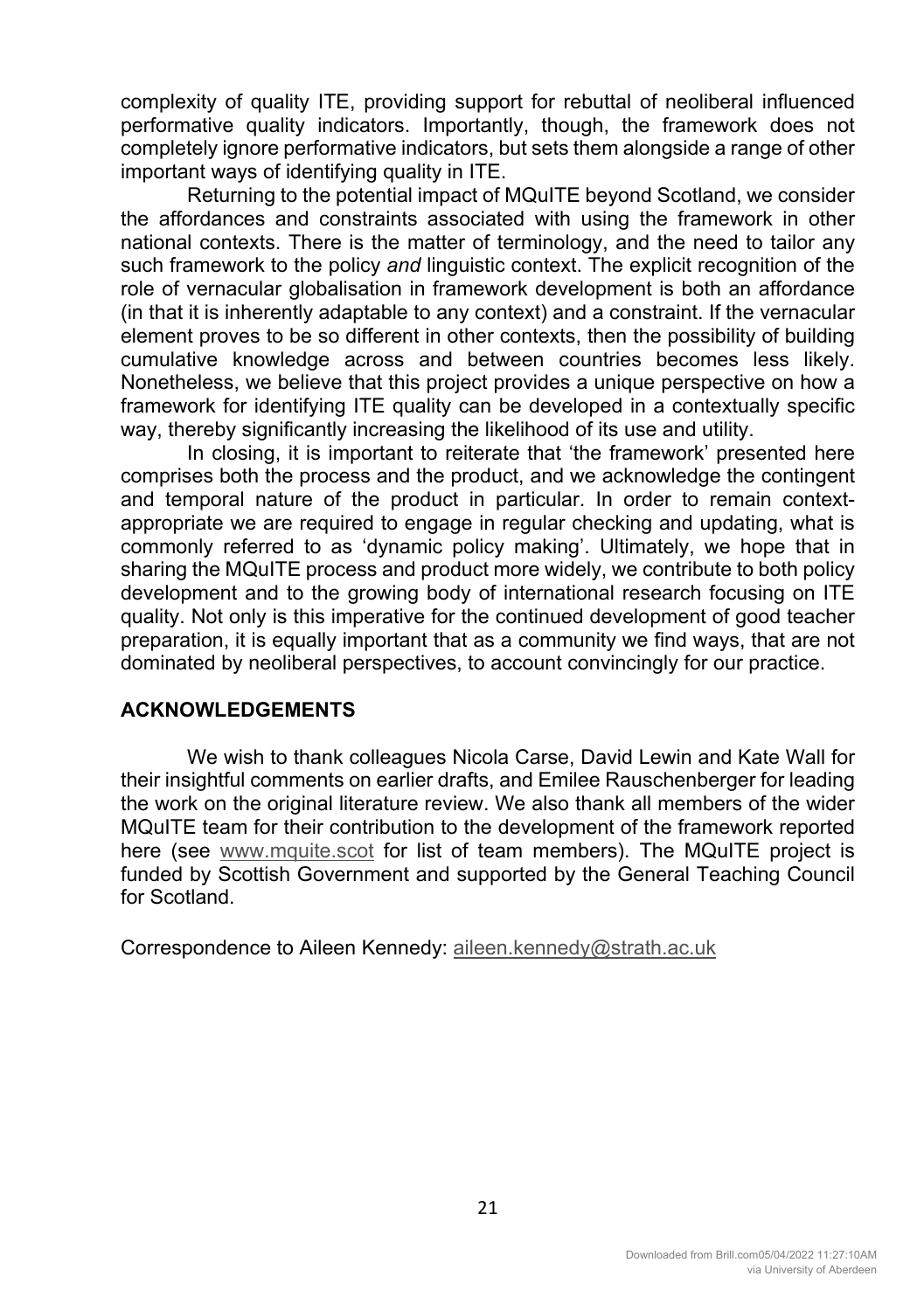complexity of quality ITE, providing support for rebuttal of neoliberal influenced performative quality indicators. Importantly, though, the framework does not completely ignore performative indicators, but sets them alongside a range of other important ways of identifying quality in ITE.

Returning to the potential impact of MQuITE beyond Scotland, we consider the affordances and constraints associated with using the framework in other national contexts. There is the matter of terminology, and the need to tailor any such framework to the policy *and* linguistic context. The explicit recognition of the role of vernacular globalisation in framework development is both an affordance (in that it is inherently adaptable to any context) and a constraint. If the vernacular element proves to be so different in other contexts, then the possibility of building cumulative knowledge across and between countries becomes less likely. Nonetheless, we believe that this project provides a unique perspective on how a framework for identifying ITE quality can be developed in a contextually specific way, thereby significantly increasing the likelihood of its use and utility.

In closing, it is important to reiterate that 'the framework' presented here comprises both the process and the product, and we acknowledge the contingent and temporal nature of the product in particular. In order to remain context-appropriate we are required to engage in regular checking and updating, what is commonly referred to as 'dynamic policy making'. Ultimately, we hope that in sharing the MQuITE process and product more widely, we contribute to both policy development and to the growing body of international research focusing on ITE quality. Not only is this imperative for the continued development of good teacher preparation, it is equally important that as a community we find ways, that are not dominated by neoliberal perspectives, to account convincingly for our practice.

## ACKNOWLEDGEMENTS

We wish to thank colleagues Nicola Carse, David Lewin and Kate Wall for their insightful comments on earlier drafts, and Emilee Rauschenberger for leading the work on the original literature review. We also thank all members of the wider MQuITE team for their contribution to the development of the framework reported here (see www.mquite.scot for list of team members). The MQuITE project is funded by Scottish Government and supported by the General Teaching Council for Scotland.

Correspondence to Aileen Kennedy: aileen.kennedy@strath.ac.uk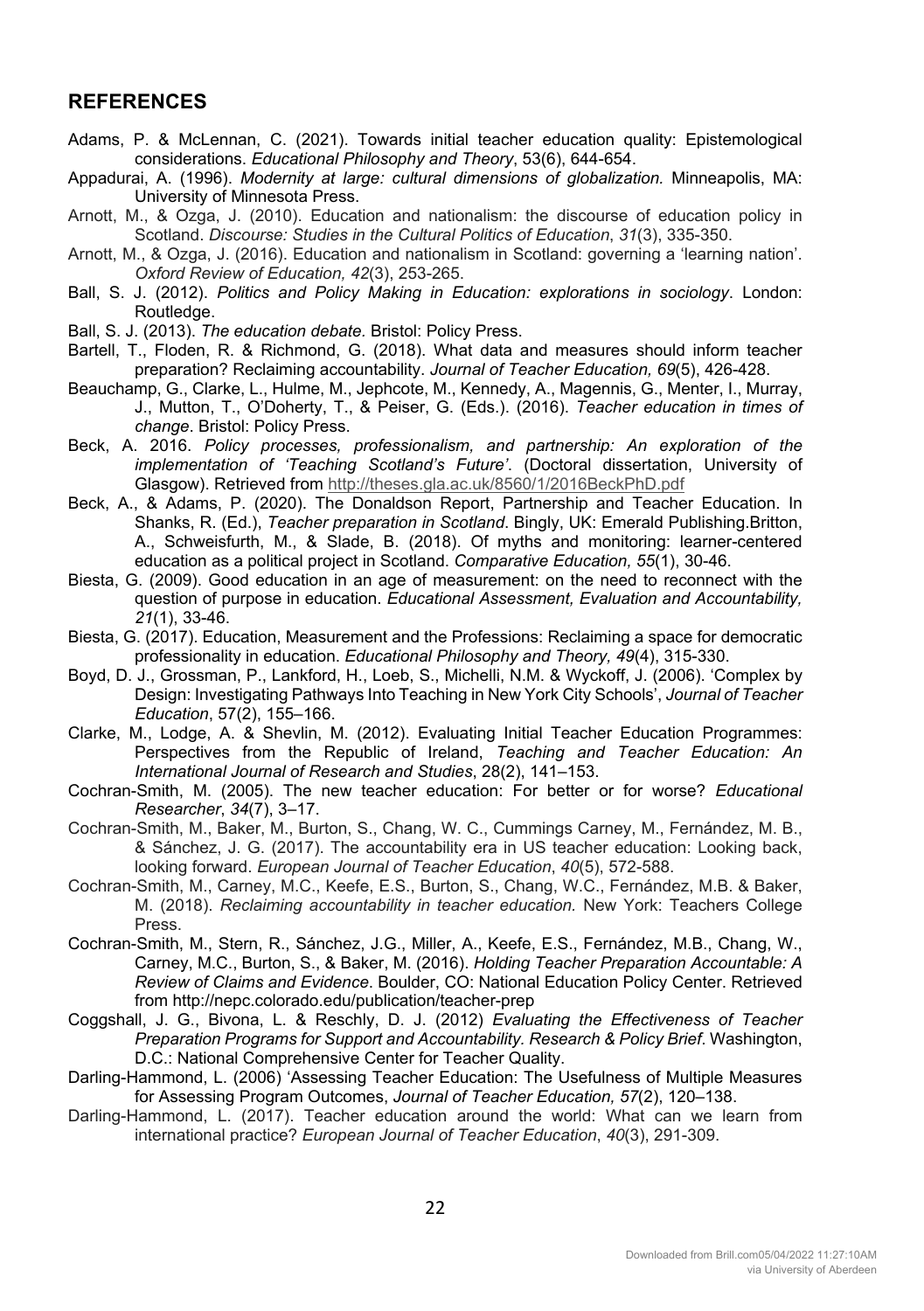## REFERENCES

Adams, P. & McLennan, C. (2021). Towards initial teacher education quality: Epistemological considerations. *Educational Philosophy and Theory*, 53(6), 644-654.

Appadurai, A. (1996). *Modernity at large: cultural dimensions of globalization.* Minneapolis, MA: University of Minnesota Press.

Arnott, M., & Ozga, J. (2010). Education and nationalism: the discourse of education policy in Scotland. *Discourse: Studies in the Cultural Politics of Education*, *31*(3), 335-350.

Arnott, M., & Ozga, J. (2016). Education and nationalism in Scotland: governing a 'learning nation'. *Oxford Review of Education, 42*(3), 253-265.

Ball, S. J. (2012). *Politics and Policy Making in Education: explorations in sociology*. London: Routledge.

Ball, S. J. (2013). *The education debate.* Bristol: Policy Press.

Bartell, T., Floden, R. & Richmond, G. (2018). What data and measures should inform teacher preparation? Reclaiming accountability. *Journal of Teacher Education, 69*(5), 426-428.

Beauchamp, G., Clarke, L., Hulme, M., Jephcote, M., Kennedy, A., Magennis, G., Menter, I., Murray, J., Mutton, T., O'Doherty, T., & Peiser, G. (Eds.). (2016). *Teacher education in times of change*. Bristol: Policy Press.

Beck, A. 2016. *Policy processes, professionalism, and partnership: An exploration of the implementation of 'Teaching Scotland's Future'*. (Doctoral dissertation, University of Glasgow). Retrieved from http://theses.gla.ac.uk/8560/1/2016BeckPhD.pdf

Beck, A., & Adams, P. (2020). The Donaldson Report, Partnership and Teacher Education. In Shanks, R. (Ed.), *Teacher preparation in Scotland*. Bingly, UK: Emerald Publishing.Britton, A., Schweisfurth, M., & Slade, B. (2018). Of myths and monitoring: learner-centered education as a political project in Scotland. *Comparative Education, 55*(1), 30-46.

Biesta, G. (2009). Good education in an age of measurement: on the need to reconnect with the question of purpose in education. *Educational Assessment, Evaluation and Accountability, 21*(1), 33-46.

Biesta, G. (2017). Education, Measurement and the Professions: Reclaiming a space for democratic professionality in education. *Educational Philosophy and Theory, 49*(4), 315-330.

Boyd, D. J., Grossman, P., Lankford, H., Loeb, S., Michelli, N.M. & Wyckoff, J. (2006). 'Complex by Design: Investigating Pathways Into Teaching in New York City Schools', *Journal of Teacher Education*, 57(2), 155–166.

Clarke, M., Lodge, A. & Shevlin, M. (2012). Evaluating Initial Teacher Education Programmes: Perspectives from the Republic of Ireland, *Teaching and Teacher Education: An International Journal of Research and Studies*, 28(2), 141–153.

Cochran-Smith, M. (2005). The new teacher education: For better or for worse? *Educational Researcher*, *34*(7), 3–17.

Cochran-Smith, M., Baker, M., Burton, S., Chang, W. C., Cummings Carney, M., Fernández, M. B., & Sánchez, J. G. (2017). The accountability era in US teacher education: Looking back, looking forward. *European Journal of Teacher Education*, *40*(5), 572-588.

Cochran-Smith, M., Carney, M.C., Keefe, E.S., Burton, S., Chang, W.C., Fernández, M.B. & Baker, M. (2018). *Reclaiming accountability in teacher education.* New York: Teachers College Press.

Cochran-Smith, M., Stern, R., Sánchez, J.G., Miller, A., Keefe, E.S., Fernández, M.B., Chang, W., Carney, M.C., Burton, S., & Baker, M. (2016). *Holding Teacher Preparation Accountable: A Review of Claims and Evidence*. Boulder, CO: National Education Policy Center. Retrieved from http://nepc.colorado.edu/publication/teacher-prep

Coggshall, J. G., Bivona, L. & Reschly, D. J. (2012) *Evaluating the Effectiveness of Teacher Preparation Programs for Support and Accountability. Research & Policy Brief*. Washington, D.C.: National Comprehensive Center for Teacher Quality.

Darling-Hammond, L. (2006) 'Assessing Teacher Education: The Usefulness of Multiple Measures for Assessing Program Outcomes, *Journal of Teacher Education, 57*(2), 120–138.

Darling-Hammond, L. (2017). Teacher education around the world: What can we learn from international practice? *European Journal of Teacher Education*, *40*(3), 291-309.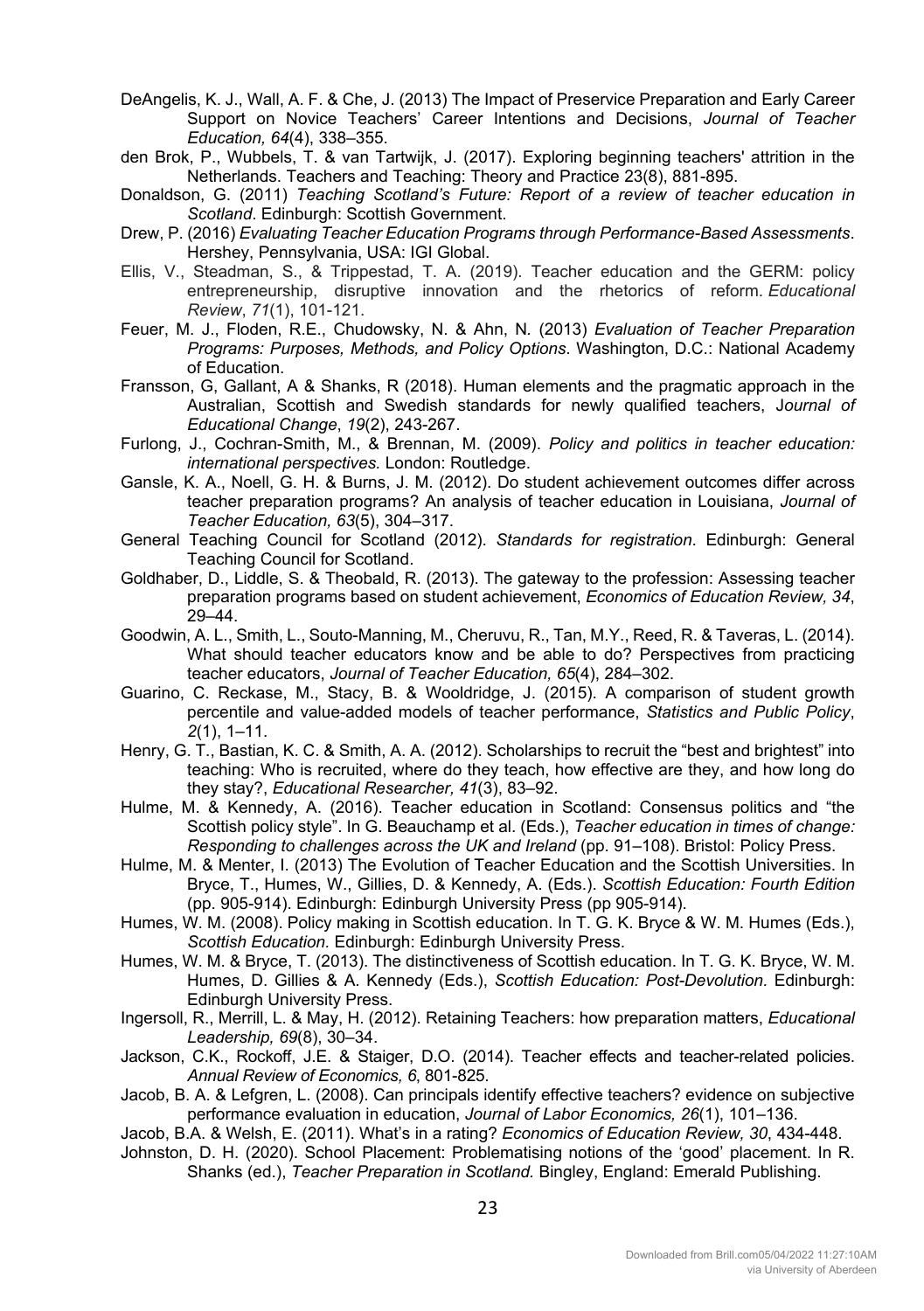DeAngelis, K. J., Wall, A. F. & Che, J. (2013) The Impact of Preservice Preparation and Early Career Support on Novice Teachers' Career Intentions and Decisions, *Journal of Teacher Education, 64*(4), 338–355.

den Brok, P., Wubbels, T. & van Tartwijk, J. (2017). Exploring beginning teachers' attrition in the Netherlands. Teachers and Teaching: Theory and Practice 23(8), 881-895.

Donaldson, G. (2011) *Teaching Scotland's Future: Report of a review of teacher education in Scotland*. Edinburgh: Scottish Government.

Drew, P. (2016) *Evaluating Teacher Education Programs through Performance-Based Assessments*. Hershey, Pennsylvania, USA: IGI Global.

Ellis, V., Steadman, S., & Trippestad, T. A. (2019). Teacher education and the GERM: policy entrepreneurship, disruptive innovation and the rhetorics of reform. *Educational Review*, *71*(1), 101-121.

Feuer, M. J., Floden, R.E., Chudowsky, N. & Ahn, N. (2013) *Evaluation of Teacher Preparation Programs: Purposes, Methods, and Policy Options*. Washington, D.C.: National Academy of Education.

Fransson, G, Gallant, A & Shanks, R (2018). Human elements and the pragmatic approach in the Australian, Scottish and Swedish standards for newly qualified teachers, J*ournal of Educational Change*, *19*(2), 243-267.

Furlong, J., Cochran-Smith, M., & Brennan, M. (2009). *Policy and politics in teacher education: international perspectives.* London: Routledge.

Gansle, K. A., Noell, G. H. & Burns, J. M. (2012). Do student achievement outcomes differ across teacher preparation programs? An analysis of teacher education in Louisiana, *Journal of Teacher Education, 63*(5), 304–317.

General Teaching Council for Scotland (2012). *Standards for registration*. Edinburgh: General Teaching Council for Scotland.

Goldhaber, D., Liddle, S. & Theobald, R. (2013). The gateway to the profession: Assessing teacher preparation programs based on student achievement, *Economics of Education Review, 34*, 29–44.

Goodwin, A. L., Smith, L., Souto-Manning, M., Cheruvu, R., Tan, M.Y., Reed, R. & Taveras, L. (2014). What should teacher educators know and be able to do? Perspectives from practicing teacher educators, *Journal of Teacher Education, 65*(4), 284–302.

Guarino, C. Reckase, M., Stacy, B. & Wooldridge, J. (2015). A comparison of student growth percentile and value-added models of teacher performance, *Statistics and Public Policy*, *2*(1), 1–11.

Henry, G. T., Bastian, K. C. & Smith, A. A. (2012). Scholarships to recruit the "best and brightest" into teaching: Who is recruited, where do they teach, how effective are they, and how long do they stay?, *Educational Researcher, 41*(3), 83–92.

Hulme, M. & Kennedy, A. (2016). Teacher education in Scotland: Consensus politics and "the Scottish policy style". In G. Beauchamp et al. (Eds.), *Teacher education in times of change: Responding to challenges across the UK and Ireland* (pp. 91–108). Bristol: Policy Press.

Hulme, M. & Menter, I. (2013) The Evolution of Teacher Education and the Scottish Universities. In Bryce, T., Humes, W., Gillies, D. & Kennedy, A. (Eds.). *Scottish Education: Fourth Edition* (pp. 905-914). Edinburgh: Edinburgh University Press (pp 905-914).

Humes, W. M. (2008). Policy making in Scottish education. In T. G. K. Bryce & W. M. Humes (Eds.), *Scottish Education.* Edinburgh: Edinburgh University Press.

Humes, W. M. & Bryce, T. (2013). The distinctiveness of Scottish education. In T. G. K. Bryce, W. M. Humes, D. Gillies & A. Kennedy (Eds.), *Scottish Education: Post-Devolution.* Edinburgh: Edinburgh University Press.

Ingersoll, R., Merrill, L. & May, H. (2012). Retaining Teachers: how preparation matters, *Educational Leadership, 69*(8), 30–34.

Jackson, C.K., Rockoff, J.E. & Staiger, D.O. (2014). Teacher effects and teacher-related policies. *Annual Review of Economics, 6*, 801-825.

Jacob, B. A. & Lefgren, L. (2008). Can principals identify effective teachers? evidence on subjective performance evaluation in education, *Journal of Labor Economics, 26*(1), 101–136.

Jacob, B.A. & Welsh, E. (2011). What's in a rating? *Economics of Education Review, 30*, 434-448.

Johnston, D. H. (2020). School Placement: Problematising notions of the 'good' placement. In R. Shanks (ed.), *Teacher Preparation in Scotland.* Bingley, England: Emerald Publishing.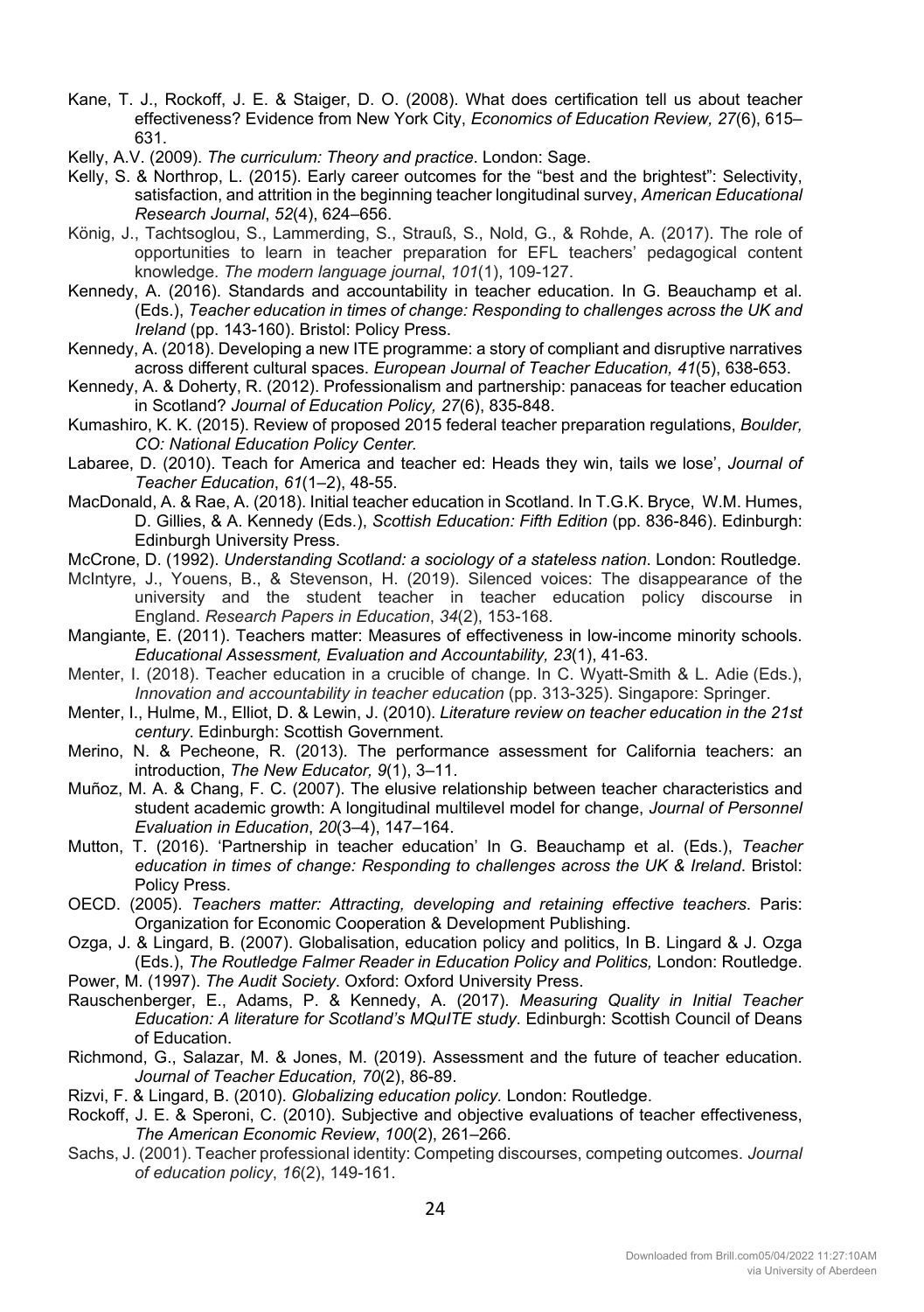Kane, T. J., Rockoff, J. E. & Staiger, D. O. (2008). What does certification tell us about teacher effectiveness? Evidence from New York City, *Economics of Education Review, 27*(6), 615–631.

Kelly, A.V. (2009). *The curriculum: Theory and practice*. London: Sage.

Kelly, S. & Northrop, L. (2015). Early career outcomes for the "best and the brightest": Selectivity, satisfaction, and attrition in the beginning teacher longitudinal survey, *American Educational Research Journal*, *52*(4), 624–656.

König, J., Tachtsoglou, S., Lammerding, S., Strauß, S., Nold, G., & Rohde, A. (2017). The role of opportunities to learn in teacher preparation for EFL teachers' pedagogical content knowledge. *The modern language journal*, *101*(1), 109-127.

Kennedy, A. (2016). Standards and accountability in teacher education. In G. Beauchamp et al. (Eds.), *Teacher education in times of change: Responding to challenges across the UK and Ireland* (pp. 143-160). Bristol: Policy Press.

Kennedy, A. (2018). Developing a new ITE programme: a story of compliant and disruptive narratives across different cultural spaces. *European Journal of Teacher Education, 41*(5), 638-653.

Kennedy, A. & Doherty, R. (2012). Professionalism and partnership: panaceas for teacher education in Scotland? *Journal of Education Policy, 27*(6), 835-848.

Kumashiro, K. K. (2015). Review of proposed 2015 federal teacher preparation regulations, *Boulder, CO: National Education Policy Center.*

Labaree, D. (2010). Teach for America and teacher ed: Heads they win, tails we lose', *Journal of Teacher Education*, *61*(1–2), 48-55.

MacDonald, A. & Rae, A. (2018). Initial teacher education in Scotland. In T.G.K. Bryce, W.M. Humes, D. Gillies, & A. Kennedy (Eds.), *Scottish Education: Fifth Edition* (pp. 836-846). Edinburgh: Edinburgh University Press.

McCrone, D. (1992). *Understanding Scotland: a sociology of a stateless nation*. London: Routledge.

McIntyre, J., Youens, B., & Stevenson, H. (2019). Silenced voices: The disappearance of the university and the student teacher in teacher education policy discourse in England. *Research Papers in Education*, *34*(2), 153-168.

Mangiante, E. (2011). Teachers matter: Measures of effectiveness in low-income minority schools. *Educational Assessment, Evaluation and Accountability, 23*(1), 41-63.

Menter, I. (2018). Teacher education in a crucible of change. In C. Wyatt-Smith & L. Adie (Eds.), *Innovation and accountability in teacher education* (pp. 313-325). Singapore: Springer.

Menter, I., Hulme, M., Elliot, D. & Lewin, J. (2010). *Literature review on teacher education in the 21st century*. Edinburgh: Scottish Government.

Merino, N. & Pecheone, R. (2013). The performance assessment for California teachers: an introduction, *The New Educator, 9*(1), 3–11.

Muñoz, M. A. & Chang, F. C. (2007). The elusive relationship between teacher characteristics and student academic growth: A longitudinal multilevel model for change, *Journal of Personnel Evaluation in Education*, *20*(3–4), 147–164.

Mutton, T. (2016). 'Partnership in teacher education' In G. Beauchamp et al. (Eds.), *Teacher education in times of change: Responding to challenges across the UK & Ireland*. Bristol: Policy Press.

OECD. (2005). *Teachers matter: Attracting, developing and retaining effective teachers*. Paris: Organization for Economic Cooperation & Development Publishing.

Ozga, J. & Lingard, B. (2007). Globalisation, education policy and politics, In B. Lingard & J. Ozga (Eds.), *The Routledge Falmer Reader in Education Policy and Politics,* London: Routledge.

Power, M. (1997). *The Audit Society*. Oxford: Oxford University Press.

Rauschenberger, E., Adams, P. & Kennedy, A. (2017). *Measuring Quality in Initial Teacher Education: A literature for Scotland's MQuITE study*. Edinburgh: Scottish Council of Deans of Education.

Richmond, G., Salazar, M. & Jones, M. (2019). Assessment and the future of teacher education. *Journal of Teacher Education, 70*(2), 86-89.

Rizvi, F. & Lingard, B. (2010). *Globalizing education policy.* London: Routledge.

Rockoff, J. E. & Speroni, C. (2010). Subjective and objective evaluations of teacher effectiveness, *The American Economic Review*, *100*(2), 261–266.

Sachs, J. (2001). Teacher professional identity: Competing discourses, competing outcomes. *Journal of education policy*, *16*(2), 149-161.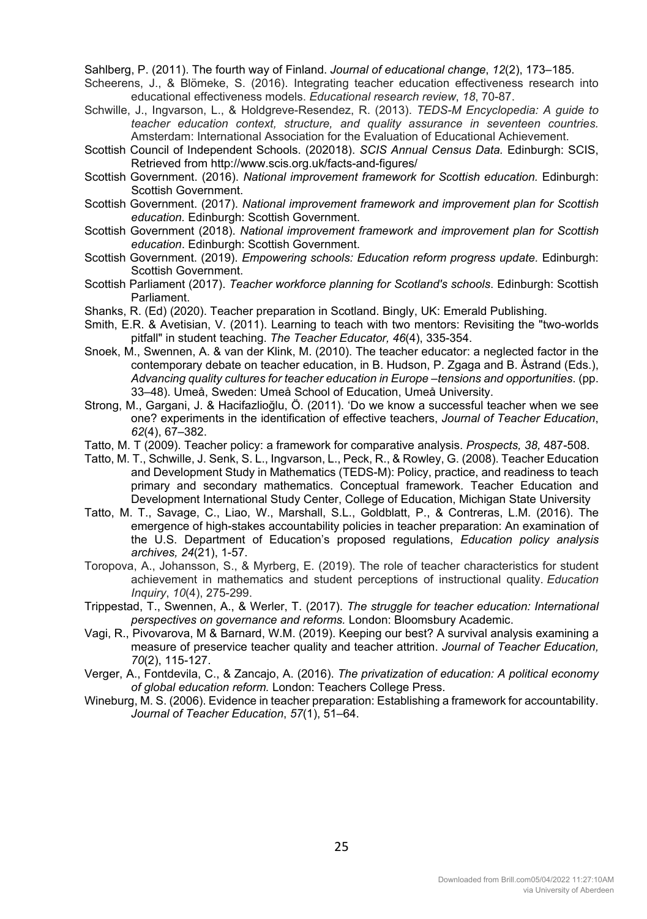Sahlberg, P. (2011). The fourth way of Finland. *Journal of educational change*, *12*(2), 173–185.

Scheerens, J., & Blömeke, S. (2016). Integrating teacher education effectiveness research into educational effectiveness models. *Educational research review*, *18*, 70-87.

Schwille, J., Ingvarson, L., & Holdgreve-Resendez, R. (2013). *TEDS-M Encyclopedia: A guide to teacher education context, structure, and quality assurance in seventeen countries.* Amsterdam: International Association for the Evaluation of Educational Achievement.

Scottish Council of Independent Schools. (202018). *SCIS Annual Census Data.* Edinburgh: SCIS, Retrieved from http://www.scis.org.uk/facts-and-figures/

Scottish Government. (2016). *National improvement framework for Scottish education.* Edinburgh: Scottish Government.

Scottish Government. (2017). *National improvement framework and improvement plan for Scottish education.* Edinburgh: Scottish Government.

Scottish Government (2018). *National improvement framework and improvement plan for Scottish education*. Edinburgh: Scottish Government.

Scottish Government. (2019). *Empowering schools: Education reform progress update.* Edinburgh: Scottish Government.

Scottish Parliament (2017). *Teacher workforce planning for Scotland's schools*. Edinburgh: Scottish Parliament.

Shanks, R. (Ed) (2020). Teacher preparation in Scotland. Bingly, UK: Emerald Publishing.

Smith, E.R. & Avetisian, V. (2011). Learning to teach with two mentors: Revisiting the "two-worlds pitfall" in student teaching. *The Teacher Educator, 46*(4), 335-354.

Snoek, M., Swennen, A. & van der Klink, M. (2010). The teacher educator: a neglected factor in the contemporary debate on teacher education, in B. Hudson, P. Zgaga and B. Åstrand (Eds.), *Advancing quality cultures for teacher education in Europe –tensions and opportunities*. (pp. 33–48). Umeå, Sweden: Umeå School of Education, Umeå University.

Strong, M., Gargani, J. & Hacifazlioğlu, Ö. (2011). 'Do we know a successful teacher when we see one? experiments in the identification of effective teachers, *Journal of Teacher Education*, *62*(4), 67–382.

Tatto, M. T (2009). Teacher policy: a framework for comparative analysis. *Prospects, 38*, 487-508.

Tatto, M. T., Schwille, J. Senk, S. L., Ingvarson, L., Peck, R., & Rowley, G. (2008). Teacher Education and Development Study in Mathematics (TEDS-M): Policy, practice, and readiness to teach primary and secondary mathematics. Conceptual framework. Teacher Education and Development International Study Center, College of Education, Michigan State University

Tatto, M. T., Savage, C., Liao, W., Marshall, S.L., Goldblatt, P., & Contreras, L.M. (2016). The emergence of high-stakes accountability policies in teacher preparation: An examination of the U.S. Department of Education's proposed regulations, *Education policy analysis archives, 24*(21), 1-57.

Toropova, A., Johansson, S., & Myrberg, E. (2019). The role of teacher characteristics for student achievement in mathematics and student perceptions of instructional quality. *Education Inquiry*, *10*(4), 275-299.

Trippestad, T., Swennen, A., & Werler, T. (2017). *The struggle for teacher education: International perspectives on governance and reforms.* London: Bloomsbury Academic.

Vagi, R., Pivovarova, M & Barnard, W.M. (2019). Keeping our best? A survival analysis examining a measure of preservice teacher quality and teacher attrition. *Journal of Teacher Education, 70*(2), 115-127.

Verger, A., Fontdevila, C., & Zancajo, A. (2016). *The privatization of education: A political economy of global education reform.* London: Teachers College Press.

Wineburg, M. S. (2006). Evidence in teacher preparation: Establishing a framework for accountability. *Journal of Teacher Education*, *57*(1), 51–64.